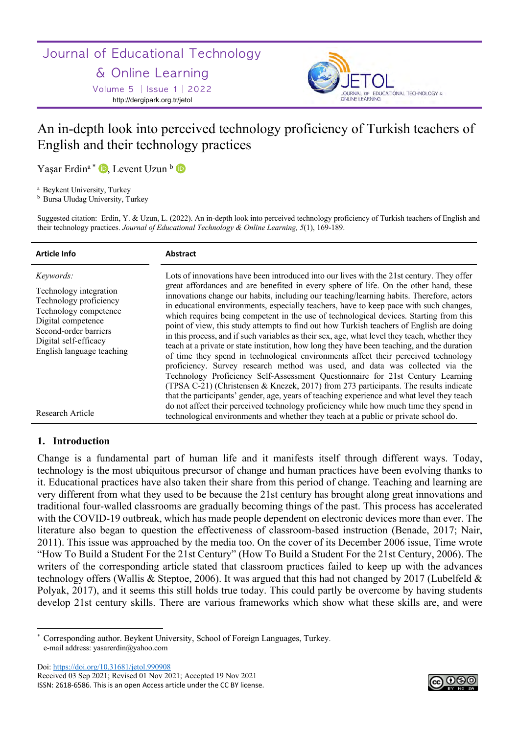Journal of Educational Technology & Online Learning

Volume 5 | Issue 1 | 2022

http://dergipark.org.tr/jetol

# An in-depth look into perceived technology proficiency of Turkish teachers of English and their technology practices

Yaşar Erdin[a] *, Levent Uzun [b]

[a] Beykent University, Turkey
[b] Bursa Uludag University, Turkey

Suggested citation: Erdin, Y. & Uzun, L. (2022). An in-depth look into perceived technology proficiency of Turkish teachers of English and their technology practices. *Journal of Educational Technology & Online Learning, 5*(1), 169-189.

| Article Info | Abstract |
| --- | --- |
| *Keywords:*<br>Technology integration<br>Technology proficiency<br>Technology competence<br>Digital competence<br>Second-order barriers<br>Digital self-efficacy<br>English language teaching<br><br>Research Article | Lots of innovations have been introduced into our lives with the 21st century. They offer great affordances and are benefited in every sphere of life. On the other hand, these innovations change our habits, including our teaching/learning habits. Therefore, actors in educational environments, especially teachers, have to keep pace with such changes, which requires being competent in the use of technological devices. Starting from this point of view, this study attempts to find out how Turkish teachers of English are doing in this process, and if such variables as their sex, age, what level they teach, whether they teach at a private or state institution, how long they have been teaching, and the duration of time they spend in technological environments affect their perceived technology proficiency. Survey research method was used, and data was collected via the Technology Proficiency Self-Assessment Questionnaire for 21st Century Learning (TPSA C-21) (Christensen & Knezek, 2017) from 273 participants. The results indicate that the participants' gender, age, years of teaching experience and what level they teach do not affect their perceived technology proficiency while how much time they spend in technological environments and whether they teach at a public or private school do. |

## 1. Introduction

Change is a fundamental part of human life and it manifests itself through different ways. Today, technology is the most ubiquitous precursor of change and human practices have been evolving thanks to it. Educational practices have also taken their share from this period of change. Teaching and learning are very different from what they used to be because the 21st century has brought along great innovations and traditional four-walled classrooms are gradually becoming things of the past. This process has accelerated with the COVID-19 outbreak, which has made people dependent on electronic devices more than ever. The literature also began to question the effectiveness of classroom-based instruction (Benade, 2017; Nair, 2011). This issue was approached by the media too. On the cover of its December 2006 issue, Time wrote "How To Build a Student For the 21st Century" (How To Build a Student For the 21st Century, 2006). The writers of the corresponding article stated that classroom practices failed to keep up with the advances technology offers (Wallis & Steptoe, 2006). It was argued that this had not changed by 2017 (Lubelfeld & Polyak, 2017), and it seems this still holds true today. This could partly be overcome by having students develop 21st century skills. There are various frameworks which show what these skills are, and were

---

* Corresponding author. Beykent University, School of Foreign Languages, Turkey.
e-mail address: yasarerdin@yahoo.com

Doi: https://doi.org/10.31681/jetol.990908
Received 03 Sep 2021; Revised 01 Nov 2021; Accepted 19 Nov 2021
ISSN: 2618-6586. This is an open Access article under the CC BY license.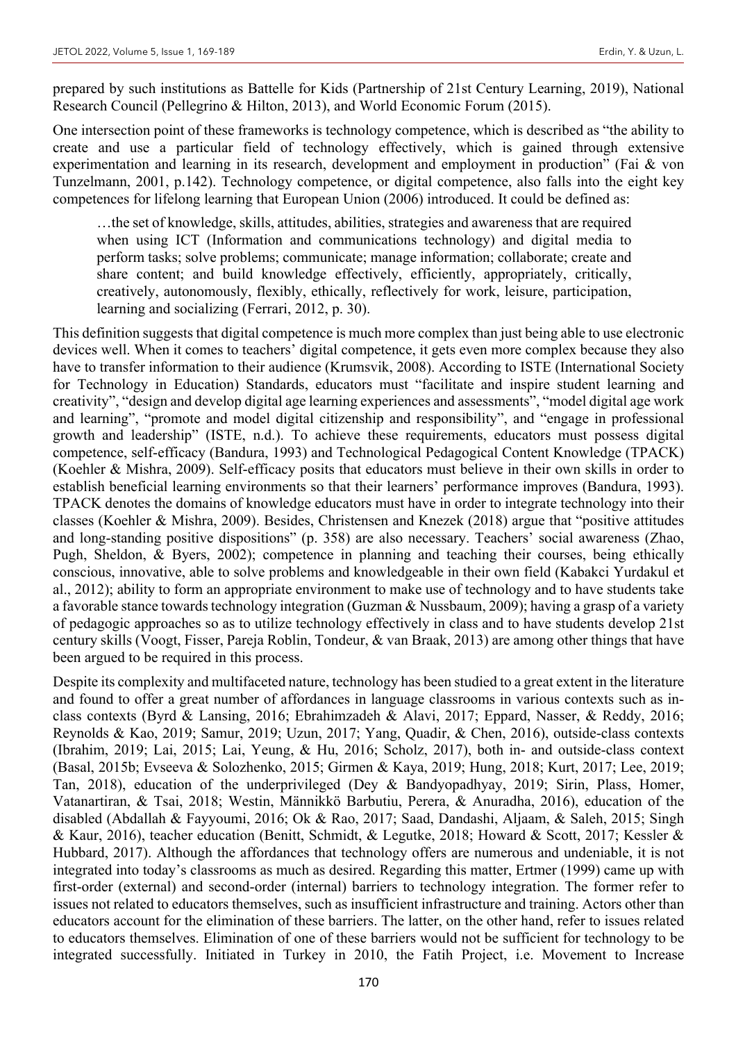prepared by such institutions as Battelle for Kids (Partnership of 21st Century Learning, 2019), National Research Council (Pellegrino & Hilton, 2013), and World Economic Forum (2015).

One intersection point of these frameworks is technology competence, which is described as "the ability to create and use a particular field of technology effectively, which is gained through extensive experimentation and learning in its research, development and employment in production" (Fai & von Tunzelmann, 2001, p.142). Technology competence, or digital competence, also falls into the eight key competences for lifelong learning that European Union (2006) introduced. It could be defined as:

> …the set of knowledge, skills, attitudes, abilities, strategies and awareness that are required when using ICT (Information and communications technology) and digital media to perform tasks; solve problems; communicate; manage information; collaborate; create and share content; and build knowledge effectively, efficiently, appropriately, critically, creatively, autonomously, flexibly, ethically, reflectively for work, leisure, participation, learning and socializing (Ferrari, 2012, p. 30).

This definition suggests that digital competence is much more complex than just being able to use electronic devices well. When it comes to teachers' digital competence, it gets even more complex because they also have to transfer information to their audience (Krumsvik, 2008). According to ISTE (International Society for Technology in Education) Standards, educators must "facilitate and inspire student learning and creativity", "design and develop digital age learning experiences and assessments", "model digital age work and learning", "promote and model digital citizenship and responsibility", and "engage in professional growth and leadership" (ISTE, n.d.). To achieve these requirements, educators must possess digital competence, self-efficacy (Bandura, 1993) and Technological Pedagogical Content Knowledge (TPACK) (Koehler & Mishra, 2009). Self-efficacy posits that educators must believe in their own skills in order to establish beneficial learning environments so that their learners' performance improves (Bandura, 1993). TPACK denotes the domains of knowledge educators must have in order to integrate technology into their classes (Koehler & Mishra, 2009). Besides, Christensen and Knezek (2018) argue that "positive attitudes and long-standing positive dispositions" (p. 358) are also necessary. Teachers' social awareness (Zhao, Pugh, Sheldon, & Byers, 2002); competence in planning and teaching their courses, being ethically conscious, innovative, able to solve problems and knowledgeable in their own field (Kabakci Yurdakul et al., 2012); ability to form an appropriate environment to make use of technology and to have students take a favorable stance towards technology integration (Guzman & Nussbaum, 2009); having a grasp of a variety of pedagogic approaches so as to utilize technology effectively in class and to have students develop 21st century skills (Voogt, Fisser, Pareja Roblin, Tondeur, & van Braak, 2013) are among other things that have been argued to be required in this process.

Despite its complexity and multifaceted nature, technology has been studied to a great extent in the literature and found to offer a great number of affordances in language classrooms in various contexts such as in-class contexts (Byrd & Lansing, 2016; Ebrahimzadeh & Alavi, 2017; Eppard, Nasser, & Reddy, 2016; Reynolds & Kao, 2019; Samur, 2019; Uzun, 2017; Yang, Quadir, & Chen, 2016), outside-class contexts (Ibrahim, 2019; Lai, 2015; Lai, Yeung, & Hu, 2016; Scholz, 2017), both in- and outside-class context (Basal, 2015b; Evseeva & Solozhenko, 2015; Girmen & Kaya, 2019; Hung, 2018; Kurt, 2017; Lee, 2019; Tan, 2018), education of the underprivileged (Dey & Bandyopadhyay, 2019; Sirin, Plass, Homer, Vatanartiran, & Tsai, 2018; Westin, Männikkö Barbutiu, Perera, & Anuradha, 2016), education of the disabled (Abdallah & Fayyoumi, 2016; Ok & Rao, 2017; Saad, Dandashi, Aljaam, & Saleh, 2015; Singh & Kaur, 2016), teacher education (Benitt, Schmidt, & Legutke, 2018; Howard & Scott, 2017; Kessler & Hubbard, 2017). Although the affordances that technology offers are numerous and undeniable, it is not integrated into today's classrooms as much as desired. Regarding this matter, Ertmer (1999) came up with first-order (external) and second-order (internal) barriers to technology integration. The former refer to issues not related to educators themselves, such as insufficient infrastructure and training. Actors other than educators account for the elimination of these barriers. The latter, on the other hand, refer to issues related to educators themselves. Elimination of one of these barriers would not be sufficient for technology to be integrated successfully. Initiated in Turkey in 2010, the Fatih Project, i.e. Movement to Increase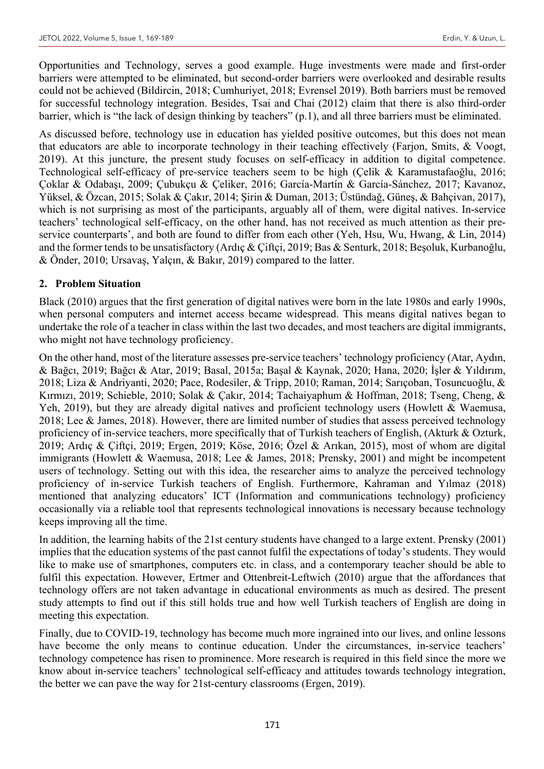Opportunities and Technology, serves a good example. Huge investments were made and first-order barriers were attempted to be eliminated, but second-order barriers were overlooked and desirable results could not be achieved (Bildircin, 2018; Cumhuriyet, 2018; Evrensel 2019). Both barriers must be removed for successful technology integration. Besides, Tsai and Chai (2012) claim that there is also third-order barrier, which is "the lack of design thinking by teachers" (p.1), and all three barriers must be eliminated.

As discussed before, technology use in education has yielded positive outcomes, but this does not mean that educators are able to incorporate technology in their teaching effectively (Farjon, Smits, & Voogt, 2019). At this juncture, the present study focuses on self-efficacy in addition to digital competence. Technological self-efficacy of pre-service teachers seem to be high (Çelik & Karamustafaoğlu, 2016; Çoklar & Odabaşı, 2009; Çubukçu & Çeliker, 2016; García-Martín & García-Sánchez, 2017; Kavanoz, Yüksel, & Özcan, 2015; Solak & Çakır, 2014; Şirin & Duman, 2013; Üstündağ, Güneş, & Bahçivan, 2017), which is not surprising as most of the participants, arguably all of them, were digital natives. In-service teachers' technological self-efficacy, on the other hand, has not received as much attention as their pre-service counterparts', and both are found to differ from each other (Yeh, Hsu, Wu, Hwang, & Lin, 2014) and the former tends to be unsatisfactory (Ardıç & Çiftçi, 2019; Bas & Senturk, 2018; Beşoluk, Kurbanoğlu, & Önder, 2010; Ursavaş, Yalçın, & Bakır, 2019) compared to the latter.

## 2. Problem Situation

Black (2010) argues that the first generation of digital natives were born in the late 1980s and early 1990s, when personal computers and internet access became widespread. This means digital natives began to undertake the role of a teacher in class within the last two decades, and most teachers are digital immigrants, who might not have technology proficiency.

On the other hand, most of the literature assesses pre-service teachers' technology proficiency (Atar, Aydın, & Bağcı, 2019; Bağcı & Atar, 2019; Basal, 2015a; Başal & Kaynak, 2020; Hana, 2020; İşler & Yıldırım, 2018; Liza & Andriyanti, 2020; Pace, Rodesiler, & Tripp, 2010; Raman, 2014; Sarıçoban, Tosuncuoğlu, & Kırmızı, 2019; Schieble, 2010; Solak & Çakır, 2014; Tachaiyaphum & Hoffman, 2018; Tseng, Cheng, & Yeh, 2019), but they are already digital natives and proficient technology users (Howlett & Waemusa, 2018; Lee & James, 2018). However, there are limited number of studies that assess perceived technology proficiency of in-service teachers, more specifically that of Turkish teachers of English, (Akturk & Ozturk, 2019; Ardıç & Çiftçi, 2019; Ergen, 2019; Köse, 2016; Özel & Arıkan, 2015), most of whom are digital immigrants (Howlett & Waemusa, 2018; Lee & James, 2018; Prensky, 2001) and might be incompetent users of technology. Setting out with this idea, the researcher aims to analyze the perceived technology proficiency of in-service Turkish teachers of English. Furthermore, Kahraman and Yılmaz (2018) mentioned that analyzing educators' ICT (Information and communications technology) proficiency occasionally via a reliable tool that represents technological innovations is necessary because technology keeps improving all the time.

In addition, the learning habits of the 21st century students have changed to a large extent. Prensky (2001) implies that the education systems of the past cannot fulfil the expectations of today's students. They would like to make use of smartphones, computers etc. in class, and a contemporary teacher should be able to fulfil this expectation. However, Ertmer and Ottenbreit-Leftwich (2010) argue that the affordances that technology offers are not taken advantage in educational environments as much as desired. The present study attempts to find out if this still holds true and how well Turkish teachers of English are doing in meeting this expectation.

Finally, due to COVID-19, technology has become much more ingrained into our lives, and online lessons have become the only means to continue education. Under the circumstances, in-service teachers' technology competence has risen to prominence. More research is required in this field since the more we know about in-service teachers' technological self-efficacy and attitudes towards technology integration, the better we can pave the way for 21st-century classrooms (Ergen, 2019).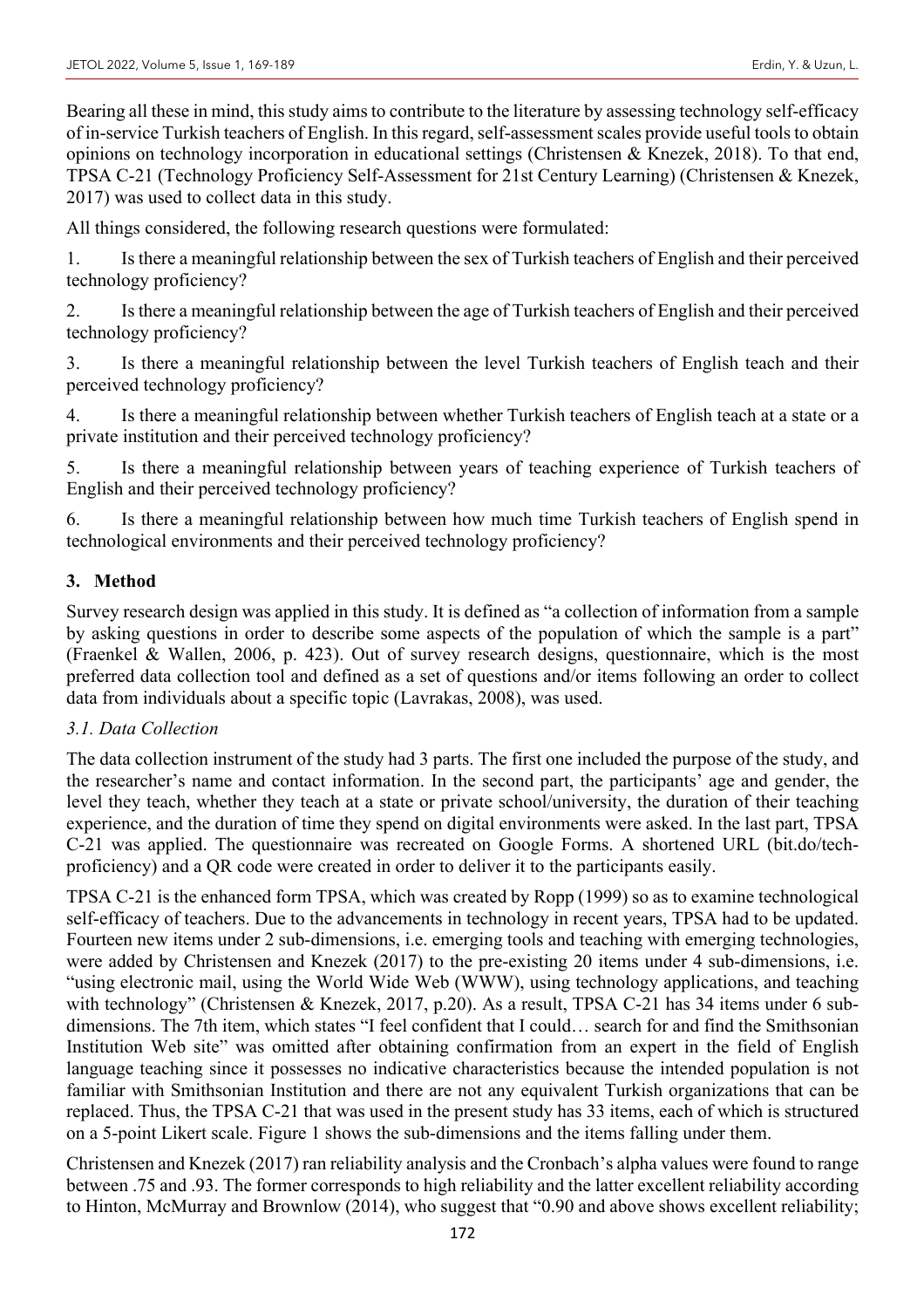Bearing all these in mind, this study aims to contribute to the literature by assessing technology self-efficacy of in-service Turkish teachers of English. In this regard, self-assessment scales provide useful tools to obtain opinions on technology incorporation in educational settings (Christensen & Knezek, 2018). To that end, TPSA C-21 (Technology Proficiency Self-Assessment for 21st Century Learning) (Christensen & Knezek, 2017) was used to collect data in this study.

All things considered, the following research questions were formulated:

1. Is there a meaningful relationship between the sex of Turkish teachers of English and their perceived technology proficiency?

2. Is there a meaningful relationship between the age of Turkish teachers of English and their perceived technology proficiency?

3. Is there a meaningful relationship between the level Turkish teachers of English teach and their perceived technology proficiency?

4. Is there a meaningful relationship between whether Turkish teachers of English teach at a state or a private institution and their perceived technology proficiency?

5. Is there a meaningful relationship between years of teaching experience of Turkish teachers of English and their perceived technology proficiency?

6. Is there a meaningful relationship between how much time Turkish teachers of English spend in technological environments and their perceived technology proficiency?

## 3. Method

Survey research design was applied in this study. It is defined as "a collection of information from a sample by asking questions in order to describe some aspects of the population of which the sample is a part" (Fraenkel & Wallen, 2006, p. 423). Out of survey research designs, questionnaire, which is the most preferred data collection tool and defined as a set of questions and/or items following an order to collect data from individuals about a specific topic (Lavrakas, 2008), was used.

### *3.1. Data Collection*

The data collection instrument of the study had 3 parts. The first one included the purpose of the study, and the researcher's name and contact information. In the second part, the participants' age and gender, the level they teach, whether they teach at a state or private school/university, the duration of their teaching experience, and the duration of time they spend on digital environments were asked. In the last part, TPSA C-21 was applied. The questionnaire was recreated on Google Forms. A shortened URL (bit.do/tech-proficiency) and a QR code were created in order to deliver it to the participants easily.

TPSA C-21 is the enhanced form TPSA, which was created by Ropp (1999) so as to examine technological self-efficacy of teachers. Due to the advancements in technology in recent years, TPSA had to be updated. Fourteen new items under 2 sub-dimensions, i.e. emerging tools and teaching with emerging technologies, were added by Christensen and Knezek (2017) to the pre-existing 20 items under 4 sub-dimensions, i.e. "using electronic mail, using the World Wide Web (WWW), using technology applications, and teaching with technology" (Christensen & Knezek, 2017, p.20). As a result, TPSA C-21 has 34 items under 6 sub-dimensions. The 7th item, which states "I feel confident that I could… search for and find the Smithsonian Institution Web site" was omitted after obtaining confirmation from an expert in the field of English language teaching since it possesses no indicative characteristics because the intended population is not familiar with Smithsonian Institution and there are not any equivalent Turkish organizations that can be replaced. Thus, the TPSA C-21 that was used in the present study has 33 items, each of which is structured on a 5-point Likert scale. Figure 1 shows the sub-dimensions and the items falling under them.

Christensen and Knezek (2017) ran reliability analysis and the Cronbach's alpha values were found to range between .75 and .93. The former corresponds to high reliability and the latter excellent reliability according to Hinton, McMurray and Brownlow (2014), who suggest that "0.90 and above shows excellent reliability;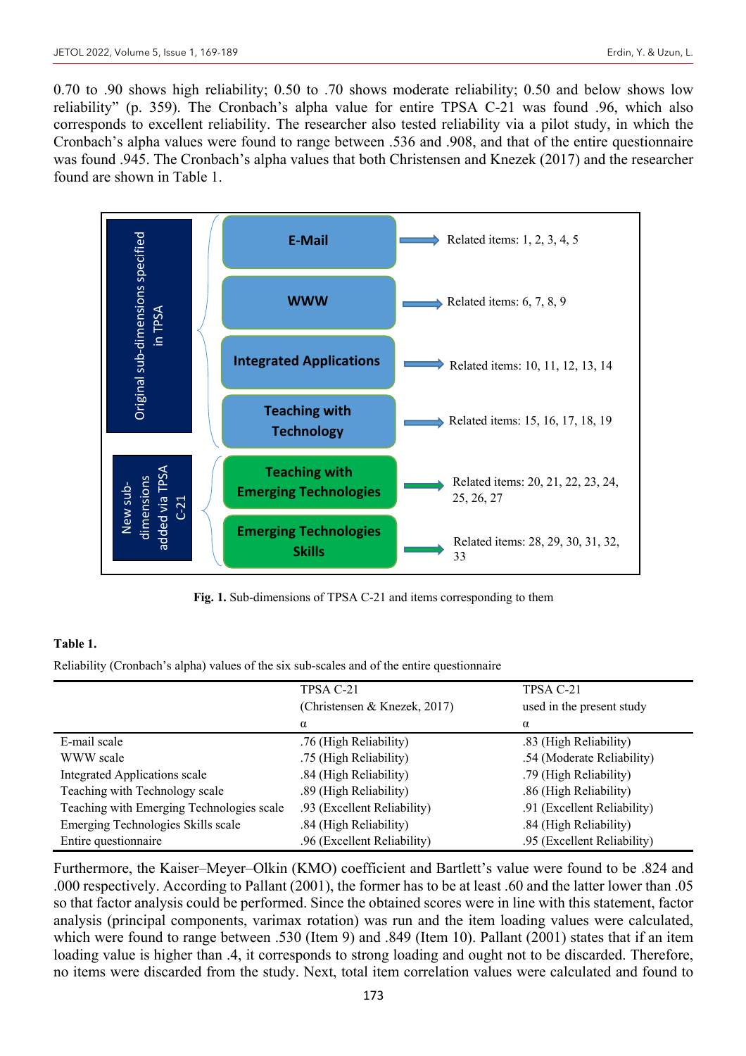0.70 to .90 shows high reliability; 0.50 to .70 shows moderate reliability; 0.50 and below shows low reliability" (p. 359). The Cronbach's alpha value for entire TPSA C-21 was found .96, which also corresponds to excellent reliability. The researcher also tested reliability via a pilot study, in which the Cronbach's alpha values were found to range between .536 and .908, and that of the entire questionnaire was found .945. The Cronbach's alpha values that both Christensen and Knezek (2017) and the researcher found are shown in Table 1.

Original sub-dimensions specified in TPSA

- E-Mail → Related items: 1, 2, 3, 4, 5
- WWW → Related items: 6, 7, 8, 9
- Integrated Applications → Related items: 10, 11, 12, 13, 14
- Teaching with Technology → Related items: 15, 16, 17, 18, 19

New sub-dimensions added via TPSA C-21

- Teaching with Emerging Technologies → Related items: 20, 21, 22, 23, 24, 25, 26, 27
- Emerging Technologies Skills → Related items: 28, 29, 30, 31, 32, 33

**Fig. 1.** Sub-dimensions of TPSA C-21 and items corresponding to them

**Table 1.**

Reliability (Cronbach's alpha) values of the six sub-scales and of the entire questionnaire

| | TPSA C-21 (Christensen & Knezek, 2017) α | TPSA C-21 used in the present study α |
|---|---|---|
| E-mail scale | .76 (High Reliability) | .83 (High Reliability) |
| WWW scale | .75 (High Reliability) | .54 (Moderate Reliability) |
| Integrated Applications scale | .84 (High Reliability) | .79 (High Reliability) |
| Teaching with Technology scale | .89 (High Reliability) | .86 (High Reliability) |
| Teaching with Emerging Technologies scale | .93 (Excellent Reliability) | .91 (Excellent Reliability) |
| Emerging Technologies Skills scale | .84 (High Reliability) | .84 (High Reliability) |
| Entire questionnaire | .96 (Excellent Reliability) | .95 (Excellent Reliability) |

Furthermore, the Kaiser–Meyer–Olkin (KMO) coefficient and Bartlett's value were found to be .824 and .000 respectively. According to Pallant (2001), the former has to be at least .60 and the latter lower than .05 so that factor analysis could be performed. Since the obtained scores were in line with this statement, factor analysis (principal components, varimax rotation) was run and the item loading values were calculated, which were found to range between .530 (Item 9) and .849 (Item 10). Pallant (2001) states that if an item loading value is higher than .4, it corresponds to strong loading and ought not to be discarded. Therefore, no items were discarded from the study. Next, total item correlation values were calculated and found to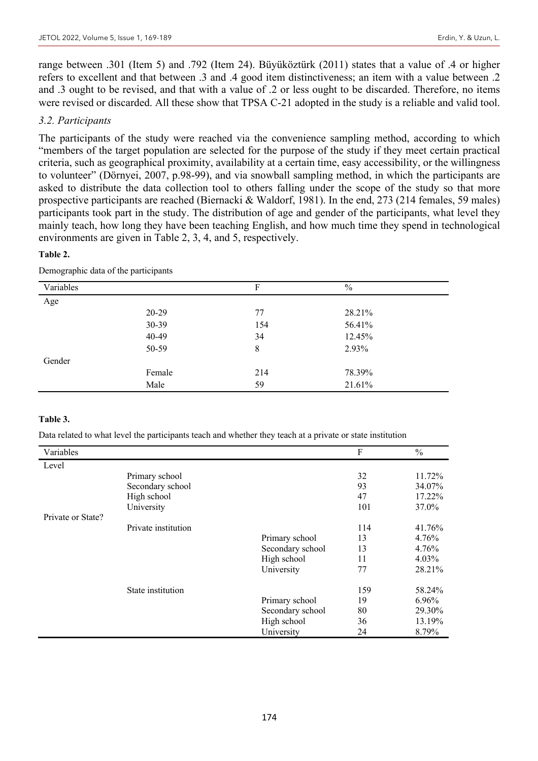range between .301 (Item 5) and .792 (Item 24). Büyüköztürk (2011) states that a value of .4 or higher refers to excellent and that between .3 and .4 good item distinctiveness; an item with a value between .2 and .3 ought to be revised, and that with a value of .2 or less ought to be discarded. Therefore, no items were revised or discarded. All these show that TPSA C-21 adopted in the study is a reliable and valid tool.

### *3.2. Participants*

The participants of the study were reached via the convenience sampling method, according to which "members of the target population are selected for the purpose of the study if they meet certain practical criteria, such as geographical proximity, availability at a certain time, easy accessibility, or the willingness to volunteer" (Dörnyei, 2007, p.98-99), and via snowball sampling method, in which the participants are asked to distribute the data collection tool to others falling under the scope of the study so that more prospective participants are reached (Biernacki & Waldorf, 1981). In the end, 273 (214 females, 59 males) participants took part in the study. The distribution of age and gender of the participants, what level they mainly teach, how long they have been teaching English, and how much time they spend in technological environments are given in Table 2, 3, 4, and 5, respectively.

**Table 2.**

Demographic data of the participants

| Variables | | F | % |
|---|---|---|---|
| Age | | | |
| | 20-29 | 77 | 28.21% |
| | 30-39 | 154 | 56.41% |
| | 40-49 | 34 | 12.45% |
| | 50-59 | 8 | 2.93% |
| Gender | | | |
| | Female | 214 | 78.39% |
| | Male | 59 | 21.61% |

**Table 3.**

Data related to what level the participants teach and whether they teach at a private or state institution

| Variables | | | F | % |
|---|---|---|---|---|
| Level | | | | |
| | Primary school | | 32 | 11.72% |
| | Secondary school | | 93 | 34.07% |
| | High school | | 47 | 17.22% |
| | University | | 101 | 37.0% |
| Private or State? | | | | |
| | Private institution | | 114 | 41.76% |
| | | Primary school | 13 | 4.76% |
| | | Secondary school | 13 | 4.76% |
| | | High school | 11 | 4.03% |
| | | University | 77 | 28.21% |
| | State institution | | 159 | 58.24% |
| | | Primary school | 19 | 6.96% |
| | | Secondary school | 80 | 29.30% |
| | | High school | 36 | 13.19% |
| | | University | 24 | 8.79% |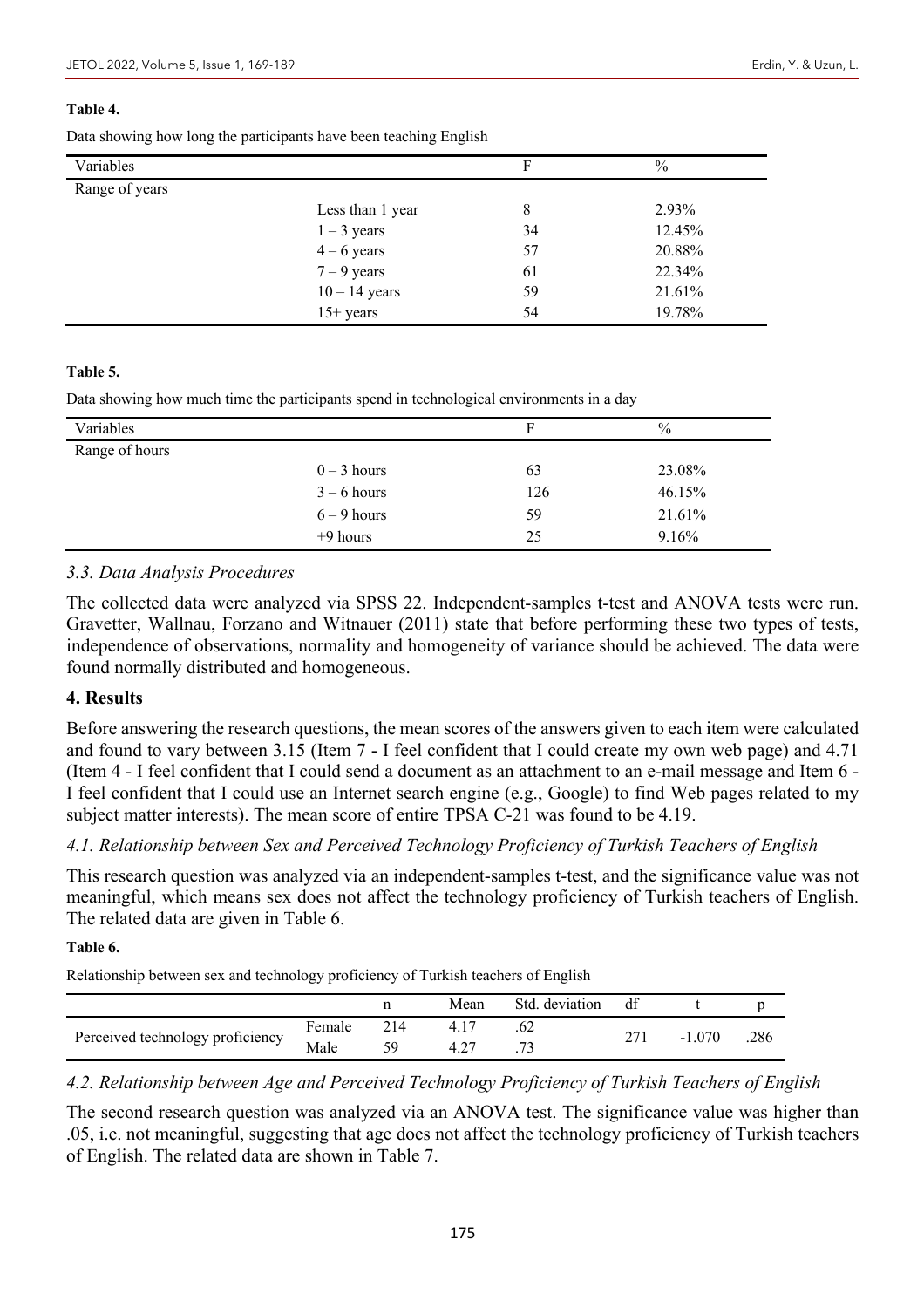**Table 4.**

Data showing how long the participants have been teaching English

| Variables | | F | % |
|---|---|---|---|
| Range of years | | | |
| | Less than 1 year | 8 | 2.93% |
| | 1 – 3 years | 34 | 12.45% |
| | 4 – 6 years | 57 | 20.88% |
| | 7 – 9 years | 61 | 22.34% |
| | 10 – 14 years | 59 | 21.61% |
| | 15+ years | 54 | 19.78% |

**Table 5.**

Data showing how much time the participants spend in technological environments in a day

| Variables | | F | % |
|---|---|---|---|
| Range of hours | | | |
| | 0 – 3 hours | 63 | 23.08% |
| | 3 – 6 hours | 126 | 46.15% |
| | 6 – 9 hours | 59 | 21.61% |
| | +9 hours | 25 | 9.16% |

### *3.3. Data Analysis Procedures*

The collected data were analyzed via SPSS 22. Independent-samples t-test and ANOVA tests were run. Gravetter, Wallnau, Forzano and Witnauer (2011) state that before performing these two types of tests, independence of observations, normality and homogeneity of variance should be achieved. The data were found normally distributed and homogeneous.

## 4. Results

Before answering the research questions, the mean scores of the answers given to each item were calculated and found to vary between 3.15 (Item 7 - I feel confident that I could create my own web page) and 4.71 (Item 4 - I feel confident that I could send a document as an attachment to an e-mail message and Item 6 - I feel confident that I could use an Internet search engine (e.g., Google) to find Web pages related to my subject matter interests). The mean score of entire TPSA C-21 was found to be 4.19.

### *4.1. Relationship between Sex and Perceived Technology Proficiency of Turkish Teachers of English*

This research question was analyzed via an independent-samples t-test, and the significance value was not meaningful, which means sex does not affect the technology proficiency of Turkish teachers of English. The related data are given in Table 6.

**Table 6.**

Relationship between sex and technology proficiency of Turkish teachers of English

| | | n | Mean | Std. deviation | df | t | p |
|---|---|---|---|---|---|---|---|
| Perceived technology proficiency | Female | 214 | 4.17 | .62 | 271 | -1.070 | .286 |
| | Male | 59 | 4.27 | .73 | | | |

### *4.2. Relationship between Age and Perceived Technology Proficiency of Turkish Teachers of English*

The second research question was analyzed via an ANOVA test. The significance value was higher than .05, i.e. not meaningful, suggesting that age does not affect the technology proficiency of Turkish teachers of English. The related data are shown in Table 7.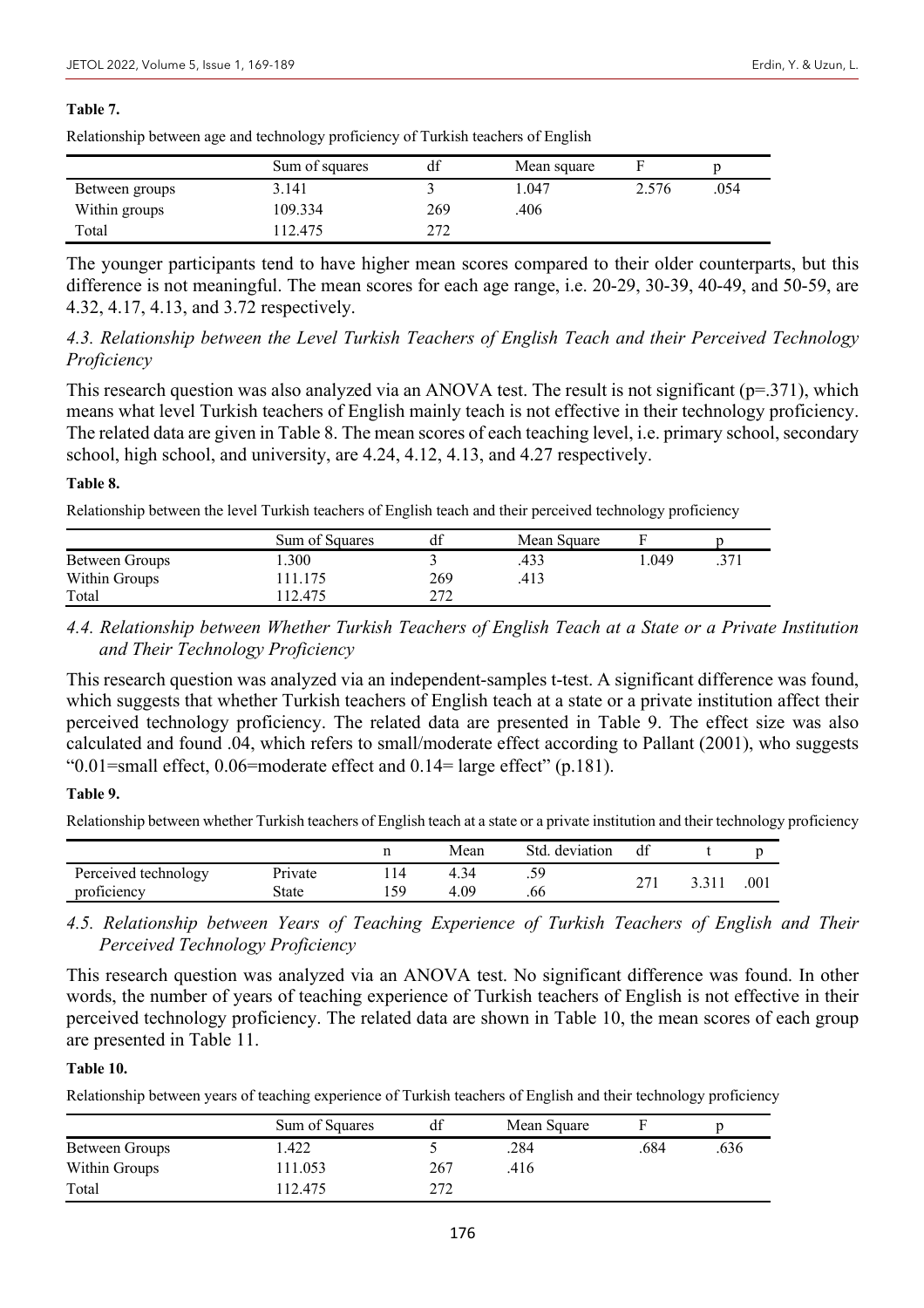**Table 7.**

Relationship between age and technology proficiency of Turkish teachers of English

| | Sum of squares | df | Mean square | F | p |
|---|---|---|---|---|---|
| Between groups | 3.141 | 3 | 1.047 | 2.576 | .054 |
| Within groups | 109.334 | 269 | .406 | | |
| Total | 112.475 | 272 | | | |

The younger participants tend to have higher mean scores compared to their older counterparts, but this difference is not meaningful. The mean scores for each age range, i.e. 20-29, 30-39, 40-49, and 50-59, are 4.32, 4.17, 4.13, and 3.72 respectively.

### *4.3. Relationship between the Level Turkish Teachers of English Teach and their Perceived Technology Proficiency*

This research question was also analyzed via an ANOVA test. The result is not significant (p=.371), which means what level Turkish teachers of English mainly teach is not effective in their technology proficiency. The related data are given in Table 8. The mean scores of each teaching level, i.e. primary school, secondary school, high school, and university, are 4.24, 4.12, 4.13, and 4.27 respectively.

**Table 8.**

Relationship between the level Turkish teachers of English teach and their perceived technology proficiency

| | Sum of Squares | df | Mean Square | F | p |
|---|---|---|---|---|---|
| Between Groups | 1.300 | 3 | .433 | 1.049 | .371 |
| Within Groups | 111.175 | 269 | .413 | | |
| Total | 112.475 | 272 | | | |

### *4.4. Relationship between Whether Turkish Teachers of English Teach at a State or a Private Institution and Their Technology Proficiency*

This research question was analyzed via an independent-samples t-test. A significant difference was found, which suggests that whether Turkish teachers of English teach at a state or a private institution affect their perceived technology proficiency. The related data are presented in Table 9. The effect size was also calculated and found .04, which refers to small/moderate effect according to Pallant (2001), who suggests "0.01=small effect, 0.06=moderate effect and 0.14= large effect" (p.181).

**Table 9.**

Relationship between whether Turkish teachers of English teach at a state or a private institution and their technology proficiency

| | | n | Mean | Std. deviation | df | t | p |
|---|---|---|---|---|---|---|---|
| Perceived technology proficiency | Private | 114 | 4.34 | .59 | 271 | 3.311 | .001 |
| | State | 159 | 4.09 | .66 | | | |

### *4.5. Relationship between Years of Teaching Experience of Turkish Teachers of English and Their Perceived Technology Proficiency*

This research question was analyzed via an ANOVA test. No significant difference was found. In other words, the number of years of teaching experience of Turkish teachers of English is not effective in their perceived technology proficiency. The related data are shown in Table 10, the mean scores of each group are presented in Table 11.

**Table 10.**

Relationship between years of teaching experience of Turkish teachers of English and their technology proficiency

| | Sum of Squares | df | Mean Square | F | p |
|---|---|---|---|---|---|
| Between Groups | 1.422 | 5 | .284 | .684 | .636 |
| Within Groups | 111.053 | 267 | .416 | | |
| Total | 112.475 | 272 | | | |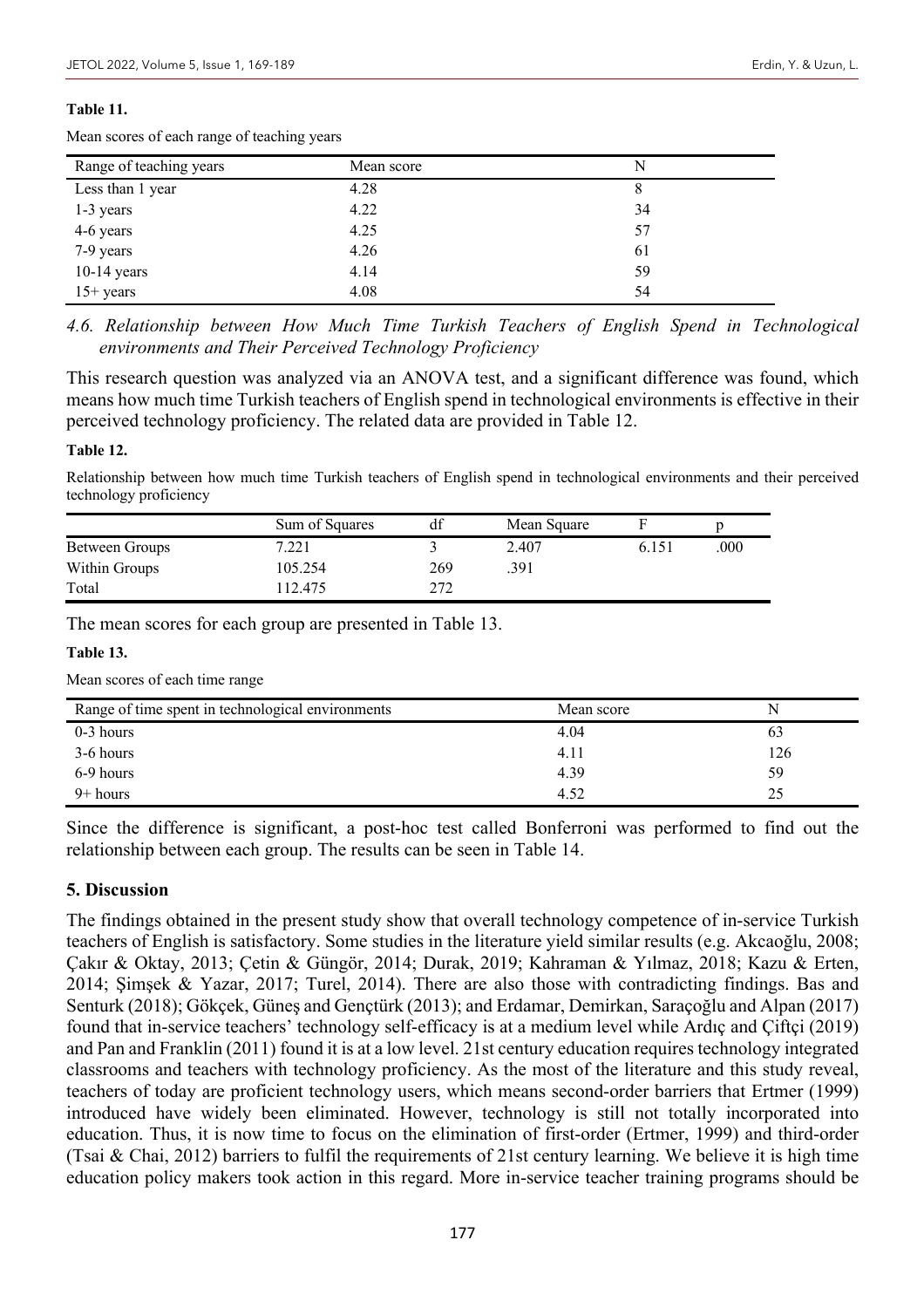**Table 11.**

Mean scores of each range of teaching years

| Range of teaching years | Mean score | N |
|---|---|---|
| Less than 1 year | 4.28 | 8 |
| 1-3 years | 4.22 | 34 |
| 4-6 years | 4.25 | 57 |
| 7-9 years | 4.26 | 61 |
| 10-14 years | 4.14 | 59 |
| 15+ years | 4.08 | 54 |

### *4.6. Relationship between How Much Time Turkish Teachers of English Spend in Technological environments and Their Perceived Technology Proficiency*

This research question was analyzed via an ANOVA test, and a significant difference was found, which means how much time Turkish teachers of English spend in technological environments is effective in their perceived technology proficiency. The related data are provided in Table 12.

**Table 12.**

Relationship between how much time Turkish teachers of English spend in technological environments and their perceived technology proficiency

| | Sum of Squares | df | Mean Square | F | p |
|---|---|---|---|---|---|
| Between Groups | 7.221 | 3 | 2.407 | 6.151 | .000 |
| Within Groups | 105.254 | 269 | .391 | | |
| Total | 112.475 | 272 | | | |

The mean scores for each group are presented in Table 13.

**Table 13.**

Mean scores of each time range

| Range of time spent in technological environments | Mean score | N |
|---|---|---|
| 0-3 hours | 4.04 | 63 |
| 3-6 hours | 4.11 | 126 |
| 6-9 hours | 4.39 | 59 |
| 9+ hours | 4.52 | 25 |

Since the difference is significant, a post-hoc test called Bonferroni was performed to find out the relationship between each group. The results can be seen in Table 14.

## 5. Discussion

The findings obtained in the present study show that overall technology competence of in-service Turkish teachers of English is satisfactory. Some studies in the literature yield similar results (e.g. Akcaoğlu, 2008; Çakır & Oktay, 2013; Çetin & Güngör, 2014; Durak, 2019; Kahraman & Yılmaz, 2018; Kazu & Erten, 2014; Şimşek & Yazar, 2017; Turel, 2014). There are also those with contradicting findings. Bas and Senturk (2018); Gökçek, Güneş and Gençtürk (2013); and Erdamar, Demirkan, Saraçoğlu and Alpan (2017) found that in-service teachers' technology self-efficacy is at a medium level while Ardıç and Çiftçi (2019) and Pan and Franklin (2011) found it is at a low level. 21st century education requires technology integrated classrooms and teachers with technology proficiency. As the most of the literature and this study reveal, teachers of today are proficient technology users, which means second-order barriers that Ertmer (1999) introduced have widely been eliminated. However, technology is still not totally incorporated into education. Thus, it is now time to focus on the elimination of first-order (Ertmer, 1999) and third-order (Tsai & Chai, 2012) barriers to fulfil the requirements of 21st century learning. We believe it is high time education policy makers took action in this regard. More in-service teacher training programs should be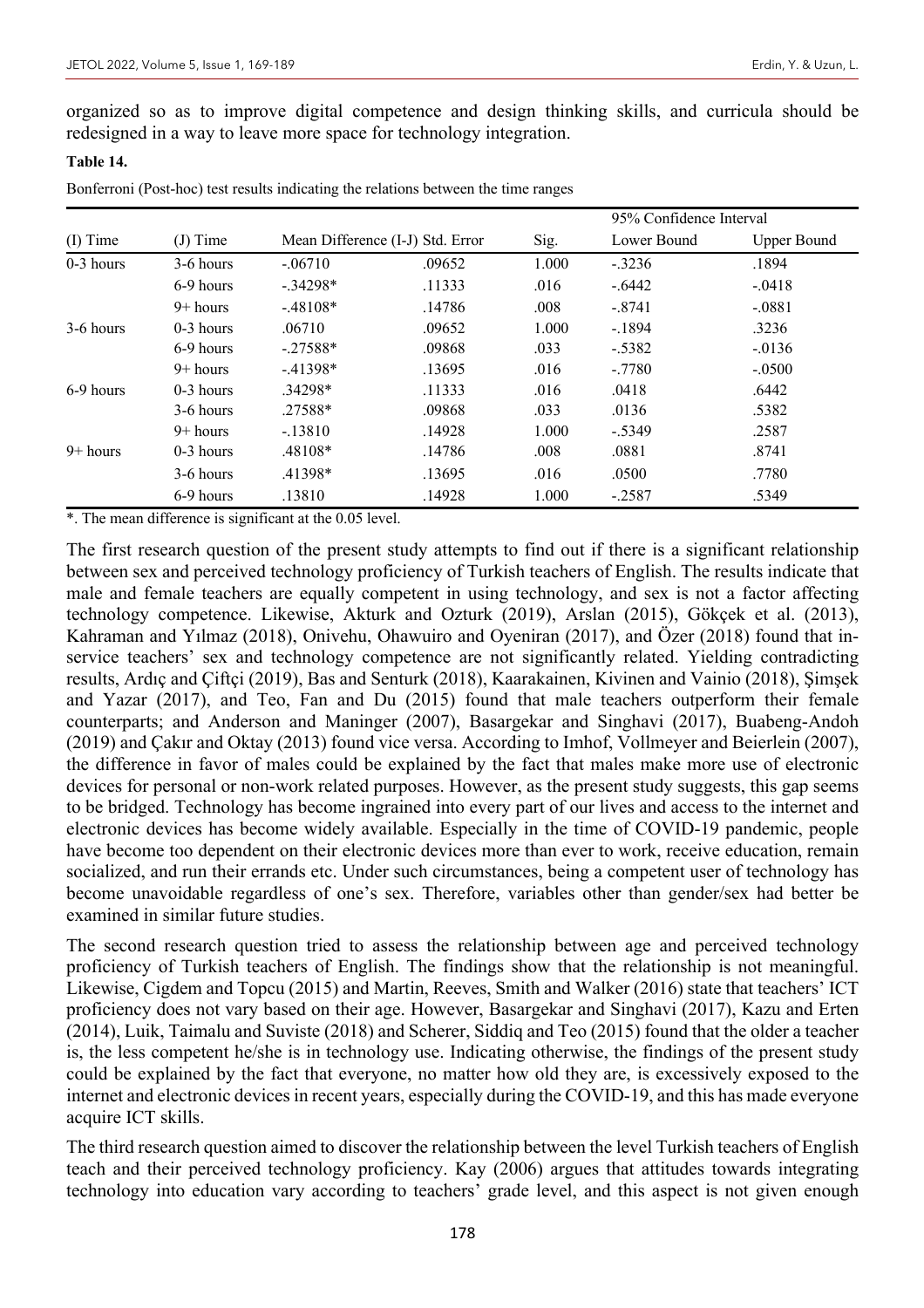organized so as to improve digital competence and design thinking skills, and curricula should be redesigned in a way to leave more space for technology integration.

**Table 14.**

Bonferroni (Post-hoc) test results indicating the relations between the time ranges

| (I) Time | (J) Time | Mean Difference (I-J) | Std. Error | Sig. | 95% Confidence Interval | |
|---|---|---|---|---|---|---|
| | | | | | Lower Bound | Upper Bound |
| 0-3 hours | 3-6 hours | -.06710 | .09652 | 1.000 | -.3236 | .1894 |
| | 6-9 hours | -.34298* | .11333 | .016 | -.6442 | -.0418 |
| | 9+ hours | -.48108* | .14786 | .008 | -.8741 | -.0881 |
| 3-6 hours | 0-3 hours | .06710 | .09652 | 1.000 | -.1894 | .3236 |
| | 6-9 hours | -.27588* | .09868 | .033 | -.5382 | -.0136 |
| | 9+ hours | -.41398* | .13695 | .016 | -.7780 | -.0500 |
| 6-9 hours | 0-3 hours | .34298* | .11333 | .016 | .0418 | .6442 |
| | 3-6 hours | .27588* | .09868 | .033 | .0136 | .5382 |
| | 9+ hours | -.13810 | .14928 | 1.000 | -.5349 | .2587 |
| 9+ hours | 0-3 hours | .48108* | .14786 | .008 | .0881 | .8741 |
| | 3-6 hours | .41398* | .13695 | .016 | .0500 | .7780 |
| | 6-9 hours | .13810 | .14928 | 1.000 | -.2587 | .5349 |

*. The mean difference is significant at the 0.05 level.

The first research question of the present study attempts to find out if there is a significant relationship between sex and perceived technology proficiency of Turkish teachers of English. The results indicate that male and female teachers are equally competent in using technology, and sex is not a factor affecting technology competence. Likewise, Akturk and Ozturk (2019), Arslan (2015), Gökçek et al. (2013), Kahraman and Yılmaz (2018), Onivehu, Ohawuiro and Oyeniran (2017), and Özer (2018) found that in-service teachers' sex and technology competence are not significantly related. Yielding contradicting results, Ardıç and Çiftçi (2019), Bas and Senturk (2018), Kaarakainen, Kivinen and Vainio (2018), Şimşek and Yazar (2017), and Teo, Fan and Du (2015) found that male teachers outperform their female counterparts; and Anderson and Maninger (2007), Basargekar and Singhavi (2017), Buabeng-Andoh (2019) and Çakır and Oktay (2013) found vice versa. According to Imhof, Vollmeyer and Beierlein (2007), the difference in favor of males could be explained by the fact that males make more use of electronic devices for personal or non-work related purposes. However, as the present study suggests, this gap seems to be bridged. Technology has become ingrained into every part of our lives and access to the internet and electronic devices has become widely available. Especially in the time of COVID-19 pandemic, people have become too dependent on their electronic devices more than ever to work, receive education, remain socialized, and run their errands etc. Under such circumstances, being a competent user of technology has become unavoidable regardless of one's sex. Therefore, variables other than gender/sex had better be examined in similar future studies.

The second research question tried to assess the relationship between age and perceived technology proficiency of Turkish teachers of English. The findings show that the relationship is not meaningful. Likewise, Cigdem and Topcu (2015) and Martin, Reeves, Smith and Walker (2016) state that teachers' ICT proficiency does not vary based on their age. However, Basargekar and Singhavi (2017), Kazu and Erten (2014), Luik, Taimalu and Suviste (2018) and Scherer, Siddiq and Teo (2015) found that the older a teacher is, the less competent he/she is in technology use. Indicating otherwise, the findings of the present study could be explained by the fact that everyone, no matter how old they are, is excessively exposed to the internet and electronic devices in recent years, especially during the COVID-19, and this has made everyone acquire ICT skills.

The third research question aimed to discover the relationship between the level Turkish teachers of English teach and their perceived technology proficiency. Kay (2006) argues that attitudes towards integrating technology into education vary according to teachers' grade level, and this aspect is not given enough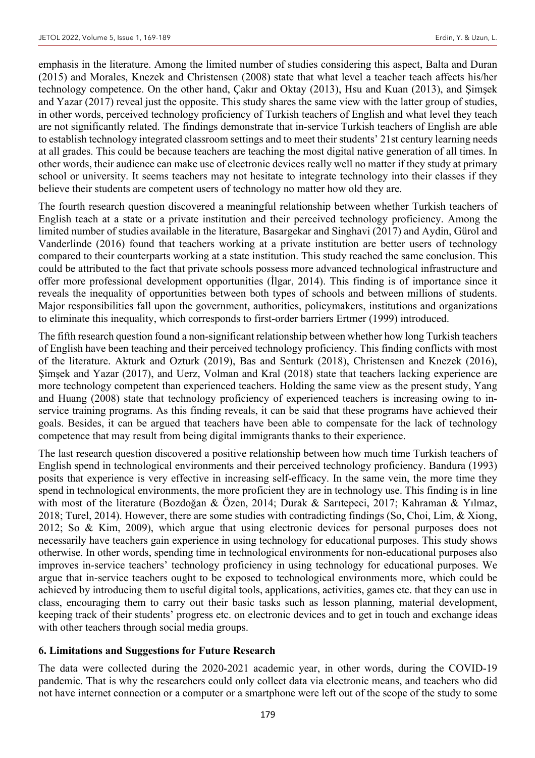emphasis in the literature. Among the limited number of studies considering this aspect, Balta and Duran (2015) and Morales, Knezek and Christensen (2008) state that what level a teacher teach affects his/her technology competence. On the other hand, Çakır and Oktay (2013), Hsu and Kuan (2013), and Şimşek and Yazar (2017) reveal just the opposite. This study shares the same view with the latter group of studies, in other words, perceived technology proficiency of Turkish teachers of English and what level they teach are not significantly related. The findings demonstrate that in-service Turkish teachers of English are able to establish technology integrated classroom settings and to meet their students' 21st century learning needs at all grades. This could be because teachers are teaching the most digital native generation of all times. In other words, their audience can make use of electronic devices really well no matter if they study at primary school or university. It seems teachers may not hesitate to integrate technology into their classes if they believe their students are competent users of technology no matter how old they are.

The fourth research question discovered a meaningful relationship between whether Turkish teachers of English teach at a state or a private institution and their perceived technology proficiency. Among the limited number of studies available in the literature, Basargekar and Singhavi (2017) and Aydin, Gürol and Vanderlinde (2016) found that teachers working at a private institution are better users of technology compared to their counterparts working at a state institution. This study reached the same conclusion. This could be attributed to the fact that private schools possess more advanced technological infrastructure and offer more professional development opportunities (İlgar, 2014). This finding is of importance since it reveals the inequality of opportunities between both types of schools and between millions of students. Major responsibilities fall upon the government, authorities, policymakers, institutions and organizations to eliminate this inequality, which corresponds to first-order barriers Ertmer (1999) introduced.

The fifth research question found a non-significant relationship between whether how long Turkish teachers of English have been teaching and their perceived technology proficiency. This finding conflicts with most of the literature. Akturk and Ozturk (2019), Bas and Senturk (2018), Christensen and Knezek (2016), Şimşek and Yazar (2017), and Uerz, Volman and Kral (2018) state that teachers lacking experience are more technology competent than experienced teachers. Holding the same view as the present study, Yang and Huang (2008) state that technology proficiency of experienced teachers is increasing owing to in-service training programs. As this finding reveals, it can be said that these programs have achieved their goals. Besides, it can be argued that teachers have been able to compensate for the lack of technology competence that may result from being digital immigrants thanks to their experience.

The last research question discovered a positive relationship between how much time Turkish teachers of English spend in technological environments and their perceived technology proficiency. Bandura (1993) posits that experience is very effective in increasing self-efficacy. In the same vein, the more time they spend in technological environments, the more proficient they are in technology use. This finding is in line with most of the literature (Bozdoğan & Özen, 2014; Durak & Sarıtepeci, 2017; Kahraman & Yılmaz, 2018; Turel, 2014). However, there are some studies with contradicting findings (So, Choi, Lim, & Xiong, 2012; So & Kim, 2009), which argue that using electronic devices for personal purposes does not necessarily have teachers gain experience in using technology for educational purposes. This study shows otherwise. In other words, spending time in technological environments for non-educational purposes also improves in-service teachers' technology proficiency in using technology for educational purposes. We argue that in-service teachers ought to be exposed to technological environments more, which could be achieved by introducing them to useful digital tools, applications, activities, games etc. that they can use in class, encouraging them to carry out their basic tasks such as lesson planning, material development, keeping track of their students' progress etc. on electronic devices and to get in touch and exchange ideas with other teachers through social media groups.

## 6. Limitations and Suggestions for Future Research

The data were collected during the 2020-2021 academic year, in other words, during the COVID-19 pandemic. That is why the researchers could only collect data via electronic means, and teachers who did not have internet connection or a computer or a smartphone were left out of the scope of the study to some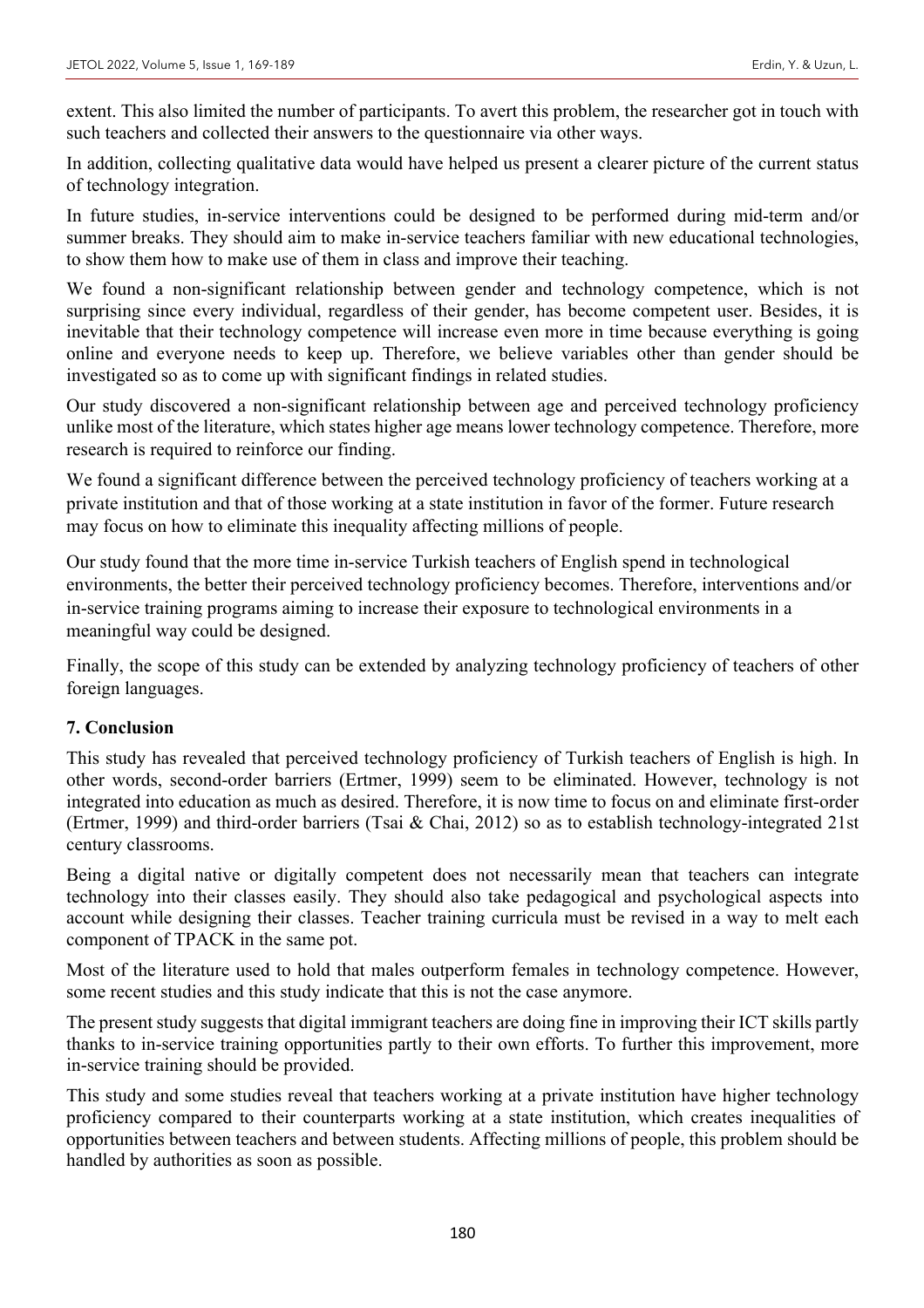extent. This also limited the number of participants. To avert this problem, the researcher got in touch with such teachers and collected their answers to the questionnaire via other ways.

In addition, collecting qualitative data would have helped us present a clearer picture of the current status of technology integration.

In future studies, in-service interventions could be designed to be performed during mid-term and/or summer breaks. They should aim to make in-service teachers familiar with new educational technologies, to show them how to make use of them in class and improve their teaching.

We found a non-significant relationship between gender and technology competence, which is not surprising since every individual, regardless of their gender, has become competent user. Besides, it is inevitable that their technology competence will increase even more in time because everything is going online and everyone needs to keep up. Therefore, we believe variables other than gender should be investigated so as to come up with significant findings in related studies.

Our study discovered a non-significant relationship between age and perceived technology proficiency unlike most of the literature, which states higher age means lower technology competence. Therefore, more research is required to reinforce our finding.

We found a significant difference between the perceived technology proficiency of teachers working at a private institution and that of those working at a state institution in favor of the former. Future research may focus on how to eliminate this inequality affecting millions of people.

Our study found that the more time in-service Turkish teachers of English spend in technological environments, the better their perceived technology proficiency becomes. Therefore, interventions and/or in-service training programs aiming to increase their exposure to technological environments in a meaningful way could be designed.

Finally, the scope of this study can be extended by analyzing technology proficiency of teachers of other foreign languages.

## 7. Conclusion

This study has revealed that perceived technology proficiency of Turkish teachers of English is high. In other words, second-order barriers (Ertmer, 1999) seem to be eliminated. However, technology is not integrated into education as much as desired. Therefore, it is now time to focus on and eliminate first-order (Ertmer, 1999) and third-order barriers (Tsai & Chai, 2012) so as to establish technology-integrated 21st century classrooms.

Being a digital native or digitally competent does not necessarily mean that teachers can integrate technology into their classes easily. They should also take pedagogical and psychological aspects into account while designing their classes. Teacher training curricula must be revised in a way to melt each component of TPACK in the same pot.

Most of the literature used to hold that males outperform females in technology competence. However, some recent studies and this study indicate that this is not the case anymore.

The present study suggests that digital immigrant teachers are doing fine in improving their ICT skills partly thanks to in-service training opportunities partly to their own efforts. To further this improvement, more in-service training should be provided.

This study and some studies reveal that teachers working at a private institution have higher technology proficiency compared to their counterparts working at a state institution, which creates inequalities of opportunities between teachers and between students. Affecting millions of people, this problem should be handled by authorities as soon as possible.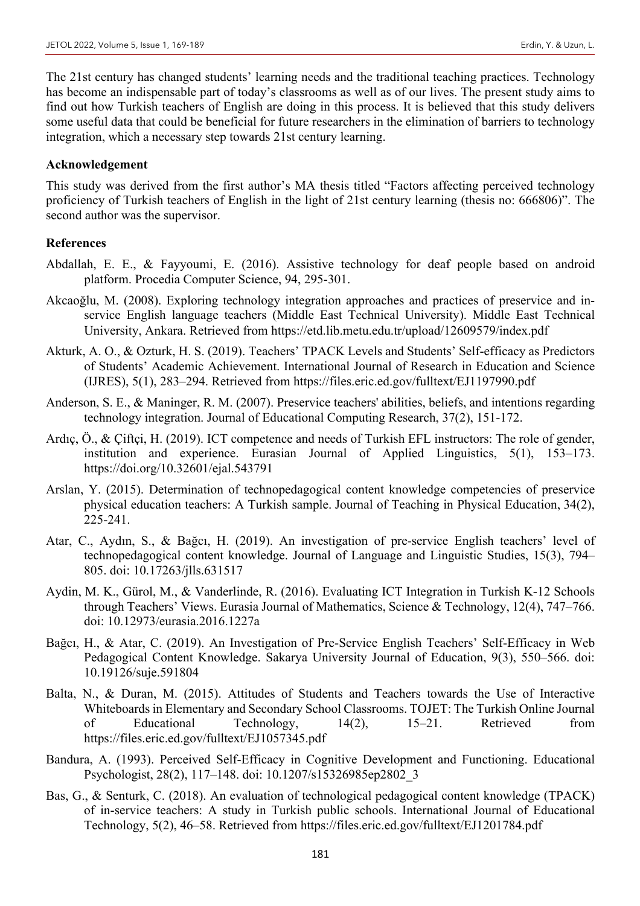The 21st century has changed students' learning needs and the traditional teaching practices. Technology has become an indispensable part of today's classrooms as well as of our lives. The present study aims to find out how Turkish teachers of English are doing in this process. It is believed that this study delivers some useful data that could be beneficial for future researchers in the elimination of barriers to technology integration, which a necessary step towards 21st century learning.

**Acknowledgement**

This study was derived from the first author's MA thesis titled "Factors affecting perceived technology proficiency of Turkish teachers of English in the light of 21st century learning (thesis no: 666806)". The second author was the supervisor.

**References**

Abdallah, E. E., & Fayyoumi, E. (2016). Assistive technology for deaf people based on android platform. Procedia Computer Science, 94, 295-301.

Akcaoğlu, M. (2008). Exploring technology integration approaches and practices of preservice and in-service English language teachers (Middle East Technical University). Middle East Technical University, Ankara. Retrieved from https://etd.lib.metu.edu.tr/upload/12609579/index.pdf

Akturk, A. O., & Ozturk, H. S. (2019). Teachers' TPACK Levels and Students' Self-efficacy as Predictors of Students' Academic Achievement. International Journal of Research in Education and Science (IJRES), 5(1), 283–294. Retrieved from https://files.eric.ed.gov/fulltext/EJ1197990.pdf

Anderson, S. E., & Maninger, R. M. (2007). Preservice teachers' abilities, beliefs, and intentions regarding technology integration. Journal of Educational Computing Research, 37(2), 151-172.

Ardıç, Ö., & Çiftçi, H. (2019). ICT competence and needs of Turkish EFL instructors: The role of gender, institution and experience. Eurasian Journal of Applied Linguistics, 5(1), 153–173. https://doi.org/10.32601/ejal.543791

Arslan, Y. (2015). Determination of technopedagogical content knowledge competencies of preservice physical education teachers: A Turkish sample. Journal of Teaching in Physical Education, 34(2), 225-241.

Atar, C., Aydın, S., & Bağcı, H. (2019). An investigation of pre-service English teachers' level of technopedagogical content knowledge. Journal of Language and Linguistic Studies, 15(3), 794–805. doi: 10.17263/jlls.631517

Aydin, M. K., Gürol, M., & Vanderlinde, R. (2016). Evaluating ICT Integration in Turkish K-12 Schools through Teachers' Views. Eurasia Journal of Mathematics, Science & Technology, 12(4), 747–766. doi: 10.12973/eurasia.2016.1227a

Bağcı, H., & Atar, C. (2019). An Investigation of Pre-Service English Teachers' Self-Efficacy in Web Pedagogical Content Knowledge. Sakarya University Journal of Education, 9(3), 550–566. doi: 10.19126/suje.591804

Balta, N., & Duran, M. (2015). Attitudes of Students and Teachers towards the Use of Interactive Whiteboards in Elementary and Secondary School Classrooms. TOJET: The Turkish Online Journal of Educational Technology, 14(2), 15–21. Retrieved from https://files.eric.ed.gov/fulltext/EJ1057345.pdf

Bandura, A. (1993). Perceived Self-Efficacy in Cognitive Development and Functioning. Educational Psychologist, 28(2), 117–148. doi: 10.1207/s15326985ep2802_3

Bas, G., & Senturk, C. (2018). An evaluation of technological pedagogical content knowledge (TPACK) of in-service teachers: A study in Turkish public schools. International Journal of Educational Technology, 5(2), 46–58. Retrieved from https://files.eric.ed.gov/fulltext/EJ1201784.pdf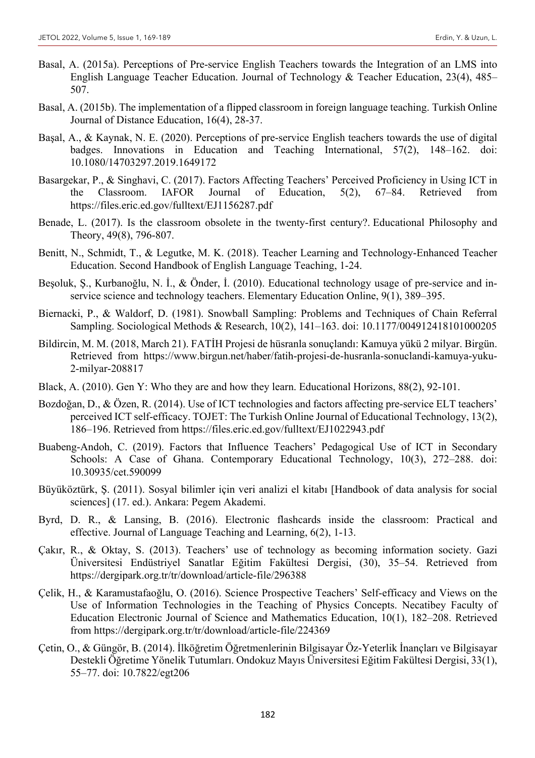Basal, A. (2015a). Perceptions of Pre-service English Teachers towards the Integration of an LMS into English Language Teacher Education. Journal of Technology & Teacher Education, 23(4), 485–507.

Basal, A. (2015b). The implementation of a flipped classroom in foreign language teaching. Turkish Online Journal of Distance Education, 16(4), 28-37.

Başal, A., & Kaynak, N. E. (2020). Perceptions of pre-service English teachers towards the use of digital badges. Innovations in Education and Teaching International, 57(2), 148–162. doi: 10.1080/14703297.2019.1649172

Basargekar, P., & Singhavi, C. (2017). Factors Affecting Teachers' Perceived Proficiency in Using ICT in the Classroom. IAFOR Journal of Education, 5(2), 67–84. Retrieved from https://files.eric.ed.gov/fulltext/EJ1156287.pdf

Benade, L. (2017). Is the classroom obsolete in the twenty-first century?. Educational Philosophy and Theory, 49(8), 796-807.

Benitt, N., Schmidt, T., & Legutke, M. K. (2018). Teacher Learning and Technology-Enhanced Teacher Education. Second Handbook of English Language Teaching, 1-24.

Beşoluk, Ş., Kurbanoğlu, N. İ., & Önder, İ. (2010). Educational technology usage of pre-service and in-service science and technology teachers. Elementary Education Online, 9(1), 389–395.

Biernacki, P., & Waldorf, D. (1981). Snowball Sampling: Problems and Techniques of Chain Referral Sampling. Sociological Methods & Research, 10(2), 141–163. doi: 10.1177/004912418101000205

Bildircin, M. M. (2018, March 21). FATİH Projesi de hüsranla sonuçlandı: Kamuya yükü 2 milyar. Birgün. Retrieved from https://www.birgun.net/haber/fatih-projesi-de-husranla-sonuclandi-kamuya-yuku-2-milyar-208817

Black, A. (2010). Gen Y: Who they are and how they learn. Educational Horizons, 88(2), 92-101.

Bozdoğan, D., & Özen, R. (2014). Use of ICT technologies and factors affecting pre-service ELT teachers' perceived ICT self-efficacy. TOJET: The Turkish Online Journal of Educational Technology, 13(2), 186–196. Retrieved from https://files.eric.ed.gov/fulltext/EJ1022943.pdf

Buabeng-Andoh, C. (2019). Factors that Influence Teachers' Pedagogical Use of ICT in Secondary Schools: A Case of Ghana. Contemporary Educational Technology, 10(3), 272–288. doi: 10.30935/cet.590099

Büyüköztürk, Ş. (2011). Sosyal bilimler için veri analizi el kitabı [Handbook of data analysis for social sciences] (17. ed.). Ankara: Pegem Akademi.

Byrd, D. R., & Lansing, B. (2016). Electronic flashcards inside the classroom: Practical and effective. Journal of Language Teaching and Learning, 6(2), 1-13.

Çakır, R., & Oktay, S. (2013). Teachers' use of technology as becoming information society. Gazi Üniversitesi Endüstriyel Sanatlar Eğitim Fakültesi Dergisi, (30), 35–54. Retrieved from https://dergipark.org.tr/tr/download/article-file/296388

Çelik, H., & Karamustafaoğlu, O. (2016). Science Prospective Teachers' Self-efficacy and Views on the Use of Information Technologies in the Teaching of Physics Concepts. Necatibey Faculty of Education Electronic Journal of Science and Mathematics Education, 10(1), 182–208. Retrieved from https://dergipark.org.tr/tr/download/article-file/224369

Çetin, O., & Güngör, B. (2014). İlköğretim Öğretmenlerinin Bilgisayar Öz-Yeterlik İnançları ve Bilgisayar Destekli Öğretime Yönelik Tutumları. Ondokuz Mayıs Üniversitesi Eğitim Fakültesi Dergisi, 33(1), 55–77. doi: 10.7822/egt206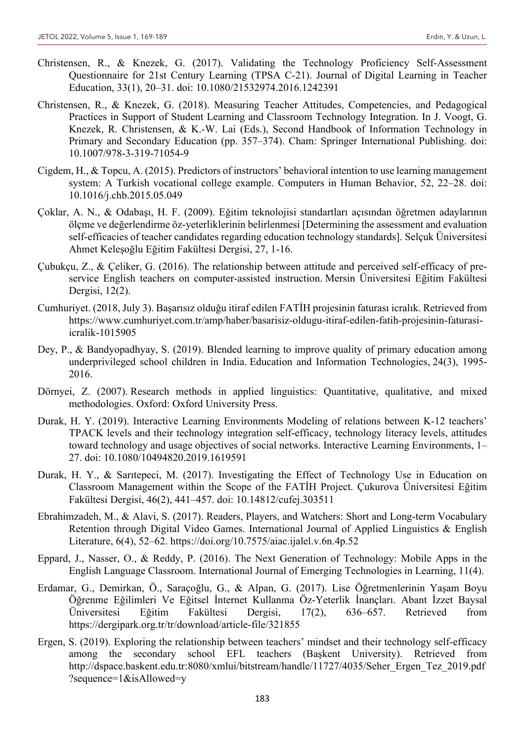Christensen, R., & Knezek, G. (2017). Validating the Technology Proficiency Self-Assessment Questionnaire for 21st Century Learning (TPSA C-21). Journal of Digital Learning in Teacher Education, 33(1), 20–31. doi: 10.1080/21532974.2016.1242391

Christensen, R., & Knezek, G. (2018). Measuring Teacher Attitudes, Competencies, and Pedagogical Practices in Support of Student Learning and Classroom Technology Integration. In J. Voogt, G. Knezek, R. Christensen, & K.-W. Lai (Eds.), Second Handbook of Information Technology in Primary and Secondary Education (pp. 357–374). Cham: Springer International Publishing. doi: 10.1007/978-3-319-71054-9

Cigdem, H., & Topcu, A. (2015). Predictors of instructors' behavioral intention to use learning management system: A Turkish vocational college example. Computers in Human Behavior, 52, 22–28. doi: 10.1016/j.chb.2015.05.049

Çoklar, A. N., & Odabaşı, H. F. (2009). Eğitim teknolojisi standartları açısından öğretmen adaylarının ölçme ve değerlendirme öz-yeterliklerinin belirlenmesi [Determining the assessment and evaluation self-efficacies of teacher candidates regarding education technology standards]. Selçuk Üniversitesi Ahmet Keleşoğlu Eğitim Fakültesi Dergisi, 27, 1-16.

Çubukçu, Z., & Çeliker, G. (2016). The relationship between attitude and perceived self-efficacy of pre-service English teachers on computer-assisted instruction. Mersin Üniversitesi Eğitim Fakültesi Dergisi, 12(2).

Cumhuriyet. (2018, July 3). Başarısız olduğu itiraf edilen FATİH projesinin faturası icralık. Retrieved from https://www.cumhuriyet.com.tr/amp/haber/basarisiz-oldugu-itiraf-edilen-fatih-projesinin-faturasi-icralik-1015905

Dey, P., & Bandyopadhyay, S. (2019). Blended learning to improve quality of primary education among underprivileged school children in India. Education and Information Technologies, 24(3), 1995-2016.

Dörnyei, Z. (2007). Research methods in applied linguistics: Quantitative, qualitative, and mixed methodologies. Oxford: Oxford University Press.

Durak, H. Y. (2019). Interactive Learning Environments Modeling of relations between K-12 teachers' TPACK levels and their technology integration self-efficacy, technology literacy levels, attitudes toward technology and usage objectives of social networks. Interactive Learning Environments, 1–27. doi: 10.1080/10494820.2019.1619591

Durak, H. Y., & Sarıtepeci, M. (2017). Investigating the Effect of Technology Use in Education on Classroom Management within the Scope of the FATİH Project. Çukurova Üniversitesi Eğitim Fakültesi Dergisi, 46(2), 441–457. doi: 10.14812/cufej.303511

Ebrahimzadeh, M., & Alavi, S. (2017). Readers, Players, and Watchers: Short and Long-term Vocabulary Retention through Digital Video Games. International Journal of Applied Linguistics & English Literature, 6(4), 52–62. https://doi.org/10.7575/aiac.ijalel.v.6n.4p.52

Eppard, J., Nasser, O., & Reddy, P. (2016). The Next Generation of Technology: Mobile Apps in the English Language Classroom. International Journal of Emerging Technologies in Learning, 11(4).

Erdamar, G., Demirkan, Ö., Saraçoğlu, G., & Alpan, G. (2017). Lise Öğretmenlerinin Yaşam Boyu Öğrenme Eğilimleri Ve Eğitsel İnternet Kullanma Öz-Yeterlik İnançları. Abant İzzet Baysal Üniversitesi Eğitim Fakültesi Dergisi, 17(2), 636–657. Retrieved from https://dergipark.org.tr/tr/download/article-file/321855

Ergen, S. (2019). Exploring the relationship between teachers' mindset and their technology self-efficacy among the secondary school EFL teachers (Başkent University). Retrieved from http://dspace.baskent.edu.tr:8080/xmlui/bitstream/handle/11727/4035/Seher_Ergen_Tez_2019.pdf?sequence=1&isAllowed=y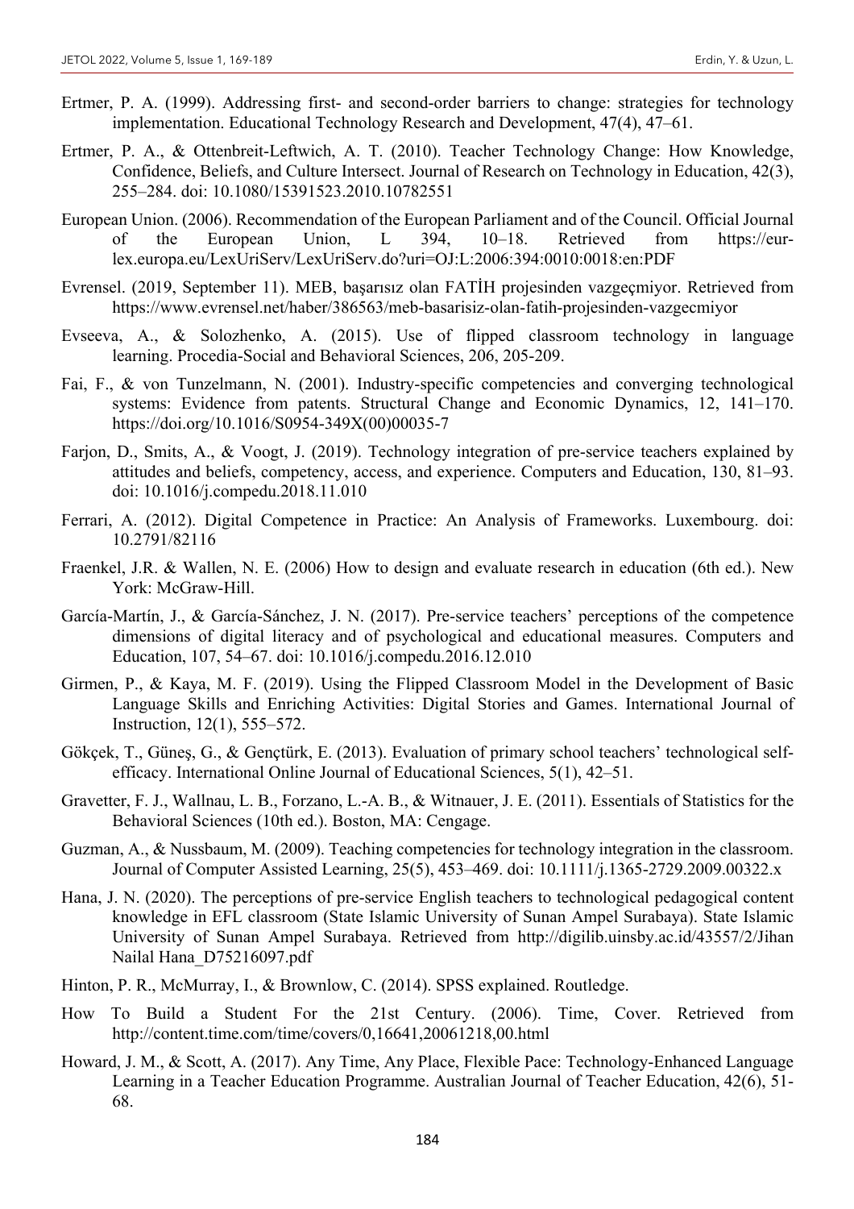Ertmer, P. A. (1999). Addressing first- and second-order barriers to change: strategies for technology implementation. Educational Technology Research and Development, 47(4), 47–61.

Ertmer, P. A., & Ottenbreit-Leftwich, A. T. (2010). Teacher Technology Change: How Knowledge, Confidence, Beliefs, and Culture Intersect. Journal of Research on Technology in Education, 42(3), 255–284. doi: 10.1080/15391523.2010.10782551

European Union. (2006). Recommendation of the European Parliament and of the Council. Official Journal of the European Union, L 394, 10–18. Retrieved from https://eur-lex.europa.eu/LexUriServ/LexUriServ.do?uri=OJ:L:2006:394:0010:0018:en:PDF

Evrensel. (2019, September 11). MEB, başarısız olan FATİH projesinden vazgeçmiyor. Retrieved from https://www.evrensel.net/haber/386563/meb-basarisiz-olan-fatih-projesinden-vazgecmiyor

Evseeva, A., & Solozhenko, A. (2015). Use of flipped classroom technology in language learning. Procedia-Social and Behavioral Sciences, 206, 205-209.

Fai, F., & von Tunzelmann, N. (2001). Industry-specific competencies and converging technological systems: Evidence from patents. Structural Change and Economic Dynamics, 12, 141–170. https://doi.org/10.1016/S0954-349X(00)00035-7

Farjon, D., Smits, A., & Voogt, J. (2019). Technology integration of pre-service teachers explained by attitudes and beliefs, competency, access, and experience. Computers and Education, 130, 81–93. doi: 10.1016/j.compedu.2018.11.010

Ferrari, A. (2012). Digital Competence in Practice: An Analysis of Frameworks. Luxembourg. doi: 10.2791/82116

Fraenkel, J.R. & Wallen, N. E. (2006) How to design and evaluate research in education (6th ed.). New York: McGraw-Hill.

García-Martín, J., & García-Sánchez, J. N. (2017). Pre-service teachers' perceptions of the competence dimensions of digital literacy and of psychological and educational measures. Computers and Education, 107, 54–67. doi: 10.1016/j.compedu.2016.12.010

Girmen, P., & Kaya, M. F. (2019). Using the Flipped Classroom Model in the Development of Basic Language Skills and Enriching Activities: Digital Stories and Games. International Journal of Instruction, 12(1), 555–572.

Gökçek, T., Güneş, G., & Gençtürk, E. (2013). Evaluation of primary school teachers' technological self-efficacy. International Online Journal of Educational Sciences, 5(1), 42–51.

Gravetter, F. J., Wallnau, L. B., Forzano, L.-A. B., & Witnauer, J. E. (2011). Essentials of Statistics for the Behavioral Sciences (10th ed.). Boston, MA: Cengage.

Guzman, A., & Nussbaum, M. (2009). Teaching competencies for technology integration in the classroom. Journal of Computer Assisted Learning, 25(5), 453–469. doi: 10.1111/j.1365-2729.2009.00322.x

Hana, J. N. (2020). The perceptions of pre-service English teachers to technological pedagogical content knowledge in EFL classroom (State Islamic University of Sunan Ampel Surabaya). State Islamic University of Sunan Ampel Surabaya. Retrieved from http://digilib.uinsby.ac.id/43557/2/Jihan Nailal Hana_D75216097.pdf

Hinton, P. R., McMurray, I., & Brownlow, C. (2014). SPSS explained. Routledge.

How To Build a Student For the 21st Century. (2006). Time, Cover. Retrieved from http://content.time.com/time/covers/0,16641,20061218,00.html

Howard, J. M., & Scott, A. (2017). Any Time, Any Place, Flexible Pace: Technology-Enhanced Language Learning in a Teacher Education Programme. Australian Journal of Teacher Education, 42(6), 51-68.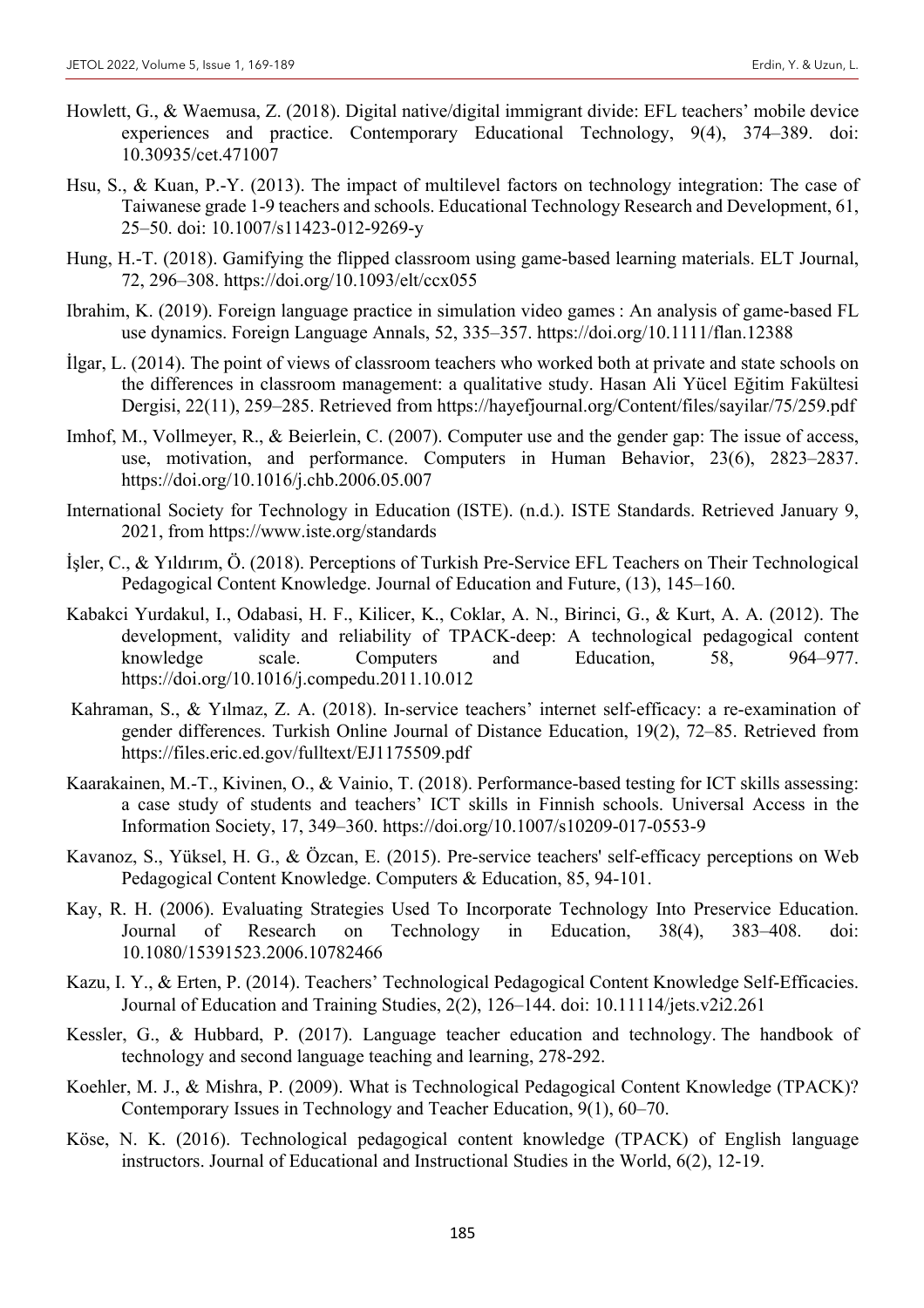Howlett, G., & Waemusa, Z. (2018). Digital native/digital immigrant divide: EFL teachers' mobile device experiences and practice. Contemporary Educational Technology, 9(4), 374–389. doi: 10.30935/cet.471007

Hsu, S., & Kuan, P.-Y. (2013). The impact of multilevel factors on technology integration: The case of Taiwanese grade 1-9 teachers and schools. Educational Technology Research and Development, 61, 25–50. doi: 10.1007/s11423-012-9269-y

Hung, H.-T. (2018). Gamifying the flipped classroom using game-based learning materials. ELT Journal, 72, 296–308. https://doi.org/10.1093/elt/ccx055

Ibrahim, K. (2019). Foreign language practice in simulation video games : An analysis of game-based FL use dynamics. Foreign Language Annals, 52, 335–357. https://doi.org/10.1111/flan.12388

İlgar, L. (2014). The point of views of classroom teachers who worked both at private and state schools on the differences in classroom management: a qualitative study. Hasan Ali Yücel Eğitim Fakültesi Dergisi, 22(11), 259–285. Retrieved from https://hayefjournal.org/Content/files/sayilar/75/259.pdf

Imhof, M., Vollmeyer, R., & Beierlein, C. (2007). Computer use and the gender gap: The issue of access, use, motivation, and performance. Computers in Human Behavior, 23(6), 2823–2837. https://doi.org/10.1016/j.chb.2006.05.007

International Society for Technology in Education (ISTE). (n.d.). ISTE Standards. Retrieved January 9, 2021, from https://www.iste.org/standards

İşler, C., & Yıldırım, Ö. (2018). Perceptions of Turkish Pre-Service EFL Teachers on Their Technological Pedagogical Content Knowledge. Journal of Education and Future, (13), 145–160.

Kabakci Yurdakul, I., Odabasi, H. F., Kilicer, K., Coklar, A. N., Birinci, G., & Kurt, A. A. (2012). The development, validity and reliability of TPACK-deep: A technological pedagogical content knowledge scale. Computers and Education, 58, 964–977. https://doi.org/10.1016/j.compedu.2011.10.012

Kahraman, S., & Yılmaz, Z. A. (2018). In-service teachers' internet self-efficacy: a re-examination of gender differences. Turkish Online Journal of Distance Education, 19(2), 72–85. Retrieved from https://files.eric.ed.gov/fulltext/EJ1175509.pdf

Kaarakainen, M.-T., Kivinen, O., & Vainio, T. (2018). Performance-based testing for ICT skills assessing: a case study of students and teachers' ICT skills in Finnish schools. Universal Access in the Information Society, 17, 349–360. https://doi.org/10.1007/s10209-017-0553-9

Kavanoz, S., Yüksel, H. G., & Özcan, E. (2015). Pre-service teachers' self-efficacy perceptions on Web Pedagogical Content Knowledge. Computers & Education, 85, 94-101.

Kay, R. H. (2006). Evaluating Strategies Used To Incorporate Technology Into Preservice Education. Journal of Research on Technology in Education, 38(4), 383–408. doi: 10.1080/15391523.2006.10782466

Kazu, I. Y., & Erten, P. (2014). Teachers' Technological Pedagogical Content Knowledge Self-Efficacies. Journal of Education and Training Studies, 2(2), 126–144. doi: 10.11114/jets.v2i2.261

Kessler, G., & Hubbard, P. (2017). Language teacher education and technology. The handbook of technology and second language teaching and learning, 278-292.

Koehler, M. J., & Mishra, P. (2009). What is Technological Pedagogical Content Knowledge (TPACK)? Contemporary Issues in Technology and Teacher Education, 9(1), 60–70.

Köse, N. K. (2016). Technological pedagogical content knowledge (TPACK) of English language instructors. Journal of Educational and Instructional Studies in the World, 6(2), 12-19.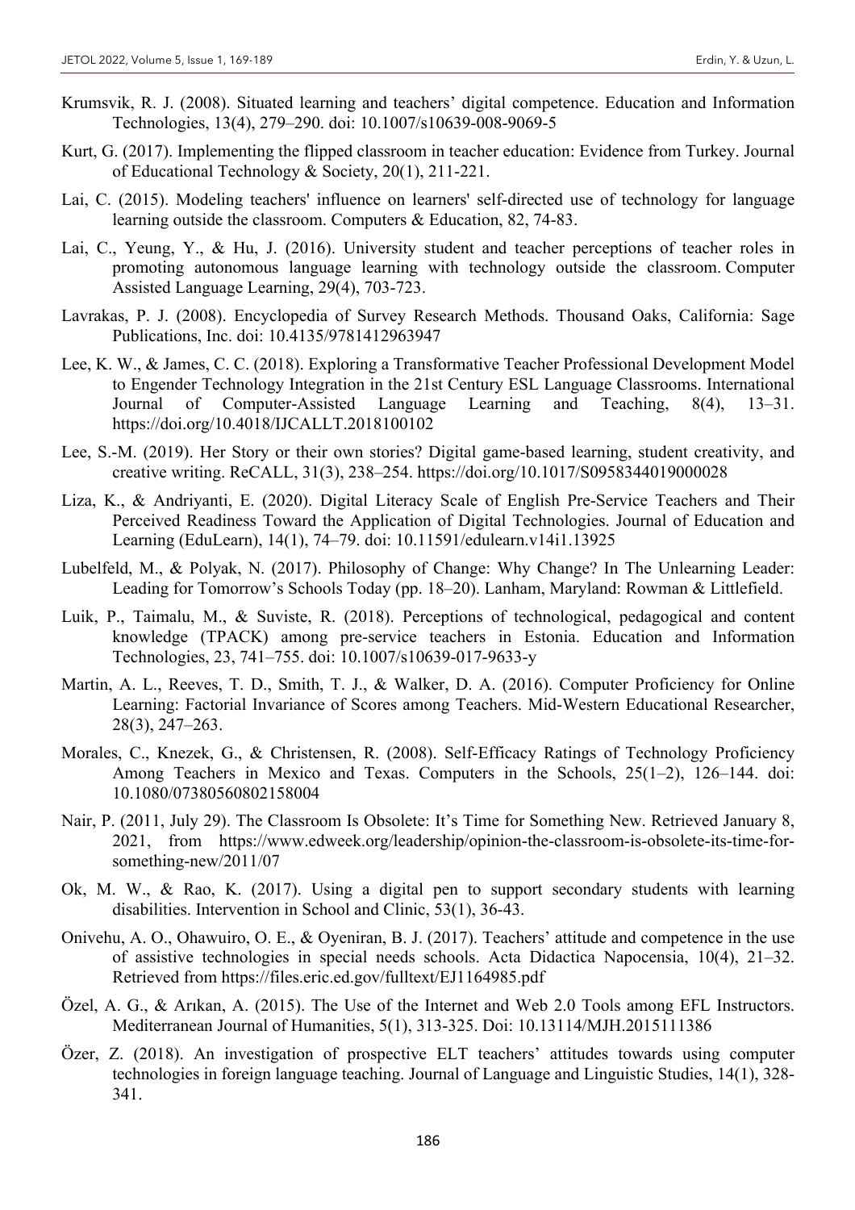Krumsvik, R. J. (2008). Situated learning and teachers' digital competence. Education and Information Technologies, 13(4), 279–290. doi: 10.1007/s10639-008-9069-5

Kurt, G. (2017). Implementing the flipped classroom in teacher education: Evidence from Turkey. Journal of Educational Technology & Society, 20(1), 211-221.

Lai, C. (2015). Modeling teachers' influence on learners' self-directed use of technology for language learning outside the classroom. Computers & Education, 82, 74-83.

Lai, C., Yeung, Y., & Hu, J. (2016). University student and teacher perceptions of teacher roles in promoting autonomous language learning with technology outside the classroom. Computer Assisted Language Learning, 29(4), 703-723.

Lavrakas, P. J. (2008). Encyclopedia of Survey Research Methods. Thousand Oaks, California: Sage Publications, Inc. doi: 10.4135/9781412963947

Lee, K. W., & James, C. C. (2018). Exploring a Transformative Teacher Professional Development Model to Engender Technology Integration in the 21st Century ESL Language Classrooms. International Journal of Computer-Assisted Language Learning and Teaching, 8(4), 13–31. https://doi.org/10.4018/IJCALLT.2018100102

Lee, S.-M. (2019). Her Story or their own stories? Digital game-based learning, student creativity, and creative writing. ReCALL, 31(3), 238–254. https://doi.org/10.1017/S0958344019000028

Liza, K., & Andriyanti, E. (2020). Digital Literacy Scale of English Pre-Service Teachers and Their Perceived Readiness Toward the Application of Digital Technologies. Journal of Education and Learning (EduLearn), 14(1), 74–79. doi: 10.11591/edulearn.v14i1.13925

Lubelfeld, M., & Polyak, N. (2017). Philosophy of Change: Why Change? In The Unlearning Leader: Leading for Tomorrow's Schools Today (pp. 18–20). Lanham, Maryland: Rowman & Littlefield.

Luik, P., Taimalu, M., & Suviste, R. (2018). Perceptions of technological, pedagogical and content knowledge (TPACK) among pre-service teachers in Estonia. Education and Information Technologies, 23, 741–755. doi: 10.1007/s10639-017-9633-y

Martin, A. L., Reeves, T. D., Smith, T. J., & Walker, D. A. (2016). Computer Proficiency for Online Learning: Factorial Invariance of Scores among Teachers. Mid-Western Educational Researcher, 28(3), 247–263.

Morales, C., Knezek, G., & Christensen, R. (2008). Self-Efficacy Ratings of Technology Proficiency Among Teachers in Mexico and Texas. Computers in the Schools, 25(1–2), 126–144. doi: 10.1080/07380560802158004

Nair, P. (2011, July 29). The Classroom Is Obsolete: It's Time for Something New. Retrieved January 8, 2021, from https://www.edweek.org/leadership/opinion-the-classroom-is-obsolete-its-time-for-something-new/2011/07

Ok, M. W., & Rao, K. (2017). Using a digital pen to support secondary students with learning disabilities. Intervention in School and Clinic, 53(1), 36-43.

Onivehu, A. O., Ohawuiro, O. E., & Oyeniran, B. J. (2017). Teachers' attitude and competence in the use of assistive technologies in special needs schools. Acta Didactica Napocensia, 10(4), 21–32. Retrieved from https://files.eric.ed.gov/fulltext/EJ1164985.pdf

Özel, A. G., & Arıkan, A. (2015). The Use of the Internet and Web 2.0 Tools among EFL Instructors. Mediterranean Journal of Humanities, 5(1), 313-325. Doi: 10.13114/MJH.2015111386

Özer, Z. (2018). An investigation of prospective ELT teachers' attitudes towards using computer technologies in foreign language teaching. Journal of Language and Linguistic Studies, 14(1), 328-341.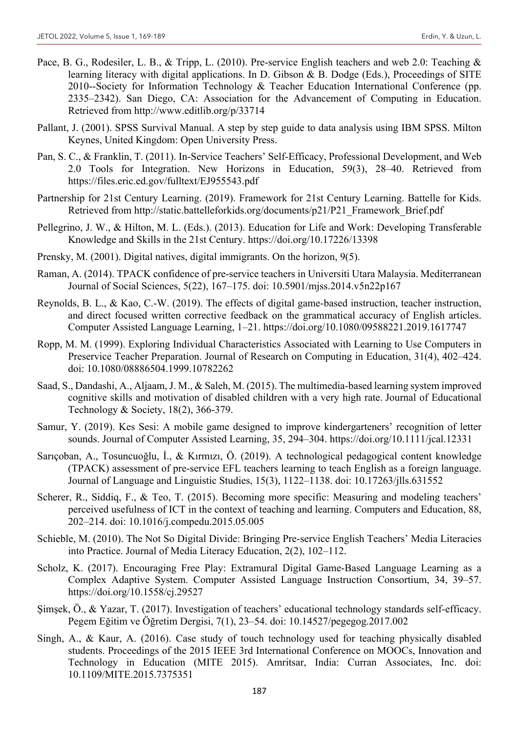Pace, B. G., Rodesiler, L. B., & Tripp, L. (2010). Pre-service English teachers and web 2.0: Teaching & learning literacy with digital applications. In D. Gibson & B. Dodge (Eds.), Proceedings of SITE 2010--Society for Information Technology & Teacher Education International Conference (pp. 2335–2342). San Diego, CA: Association for the Advancement of Computing in Education. Retrieved from http://www.editlib.org/p/33714

Pallant, J. (2001). SPSS Survival Manual. A step by step guide to data analysis using IBM SPSS. Milton Keynes, United Kingdom: Open University Press.

Pan, S. C., & Franklin, T. (2011). In-Service Teachers' Self-Efficacy, Professional Development, and Web 2.0 Tools for Integration. New Horizons in Education, 59(3), 28–40. Retrieved from https://files.eric.ed.gov/fulltext/EJ955543.pdf

Partnership for 21st Century Learning. (2019). Framework for 21st Century Learning. Battelle for Kids. Retrieved from http://static.battelleforkids.org/documents/p21/P21_Framework_Brief.pdf

Pellegrino, J. W., & Hilton, M. L. (Eds.). (2013). Education for Life and Work: Developing Transferable Knowledge and Skills in the 21st Century. https://doi.org/10.17226/13398

Prensky, M. (2001). Digital natives, digital immigrants. On the horizon, 9(5).

Raman, A. (2014). TPACK confidence of pre-service teachers in Universiti Utara Malaysia. Mediterranean Journal of Social Sciences, 5(22), 167–175. doi: 10.5901/mjss.2014.v5n22p167

Reynolds, B. L., & Kao, C.-W. (2019). The effects of digital game-based instruction, teacher instruction, and direct focused written corrective feedback on the grammatical accuracy of English articles. Computer Assisted Language Learning, 1–21. https://doi.org/10.1080/09588221.2019.1617747

Ropp, M. M. (1999). Exploring Individual Characteristics Associated with Learning to Use Computers in Preservice Teacher Preparation. Journal of Research on Computing in Education, 31(4), 402–424. doi: 10.1080/08886504.1999.10782262

Saad, S., Dandashi, A., Aljaam, J. M., & Saleh, M. (2015). The multimedia-based learning system improved cognitive skills and motivation of disabled children with a very high rate. Journal of Educational Technology & Society, 18(2), 366-379.

Samur, Y. (2019). Kes Sesi: A mobile game designed to improve kindergarteners' recognition of letter sounds. Journal of Computer Assisted Learning, 35, 294–304. https://doi.org/10.1111/jcal.12331

Sarıçoban, A., Tosuncuoğlu, İ., & Kırmızı, Ö. (2019). A technological pedagogical content knowledge (TPACK) assessment of pre-service EFL teachers learning to teach English as a foreign language. Journal of Language and Linguistic Studies, 15(3), 1122–1138. doi: 10.17263/jlls.631552

Scherer, R., Siddiq, F., & Teo, T. (2015). Becoming more specific: Measuring and modeling teachers' perceived usefulness of ICT in the context of teaching and learning. Computers and Education, 88, 202–214. doi: 10.1016/j.compedu.2015.05.005

Schieble, M. (2010). The Not So Digital Divide: Bringing Pre-service English Teachers' Media Literacies into Practice. Journal of Media Literacy Education, 2(2), 102–112.

Scholz, K. (2017). Encouraging Free Play: Extramural Digital Game-Based Language Learning as a Complex Adaptive System. Computer Assisted Language Instruction Consortium, 34, 39–57. https://doi.org/10.1558/cj.29527

Şimşek, Ö., & Yazar, T. (2017). Investigation of teachers' educational technology standards self-efficacy. Pegem Eğitim ve Öğretim Dergisi, 7(1), 23–54. doi: 10.14527/pegegog.2017.002

Singh, A., & Kaur, A. (2016). Case study of touch technology used for teaching physically disabled students. Proceedings of the 2015 IEEE 3rd International Conference on MOOCs, Innovation and Technology in Education (MITE 2015). Amritsar, India: Curran Associates, Inc. doi: 10.1109/MITE.2015.7375351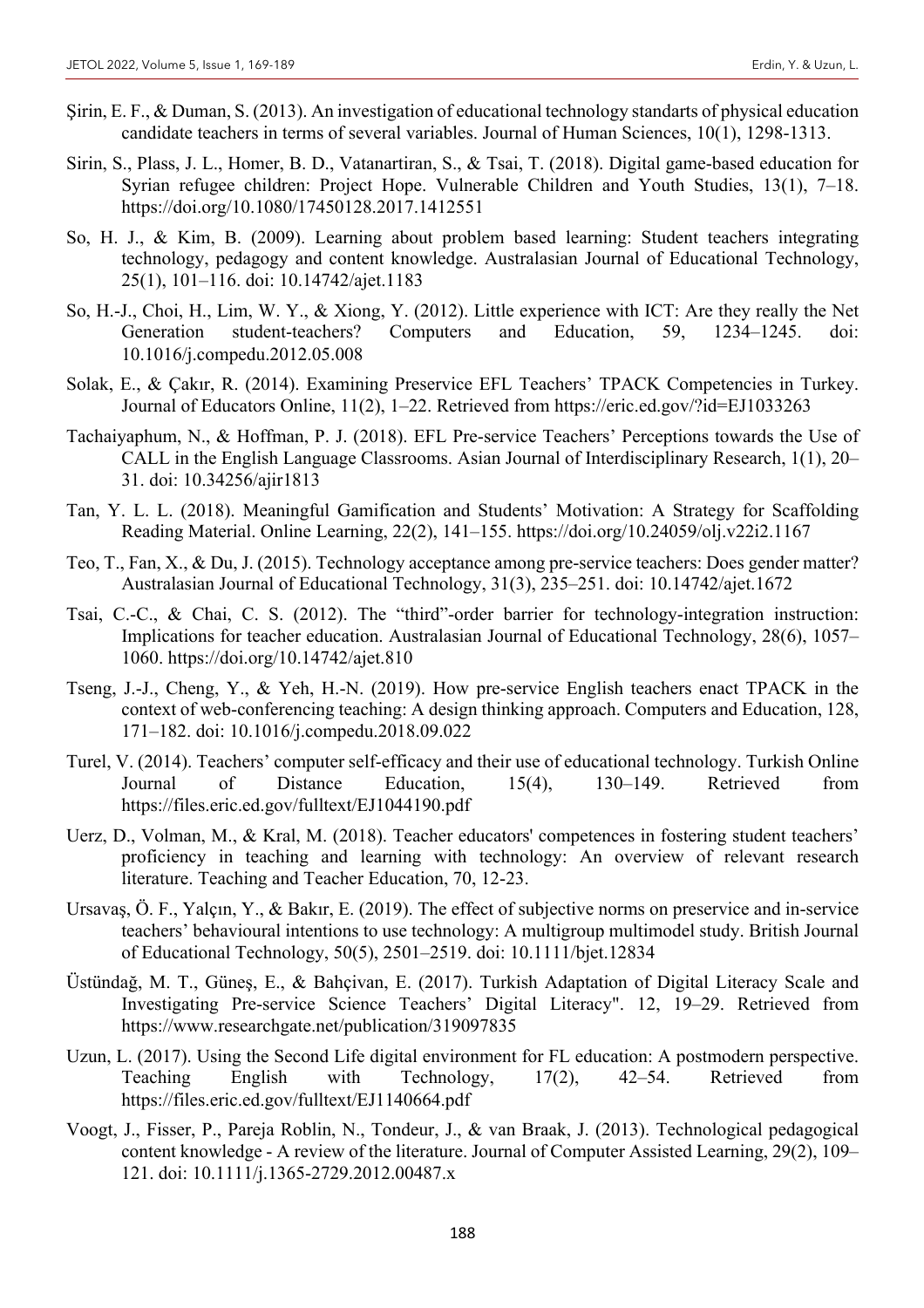Şirin, E. F., & Duman, S. (2013). An investigation of educational technology standarts of physical education candidate teachers in terms of several variables. Journal of Human Sciences, 10(1), 1298-1313.

Sirin, S., Plass, J. L., Homer, B. D., Vatanartiran, S., & Tsai, T. (2018). Digital game-based education for Syrian refugee children: Project Hope. Vulnerable Children and Youth Studies, 13(1), 7–18. https://doi.org/10.1080/17450128.2017.1412551

So, H. J., & Kim, B. (2009). Learning about problem based learning: Student teachers integrating technology, pedagogy and content knowledge. Australasian Journal of Educational Technology, 25(1), 101–116. doi: 10.14742/ajet.1183

So, H.-J., Choi, H., Lim, W. Y., & Xiong, Y. (2012). Little experience with ICT: Are they really the Net Generation student-teachers? Computers and Education, 59, 1234–1245. doi: 10.1016/j.compedu.2012.05.008

Solak, E., & Çakır, R. (2014). Examining Preservice EFL Teachers' TPACK Competencies in Turkey. Journal of Educators Online, 11(2), 1–22. Retrieved from https://eric.ed.gov/?id=EJ1033263

Tachaiyaphum, N., & Hoffman, P. J. (2018). EFL Pre-service Teachers' Perceptions towards the Use of CALL in the English Language Classrooms. Asian Journal of Interdisciplinary Research, 1(1), 20–31. doi: 10.34256/ajir1813

Tan, Y. L. L. (2018). Meaningful Gamification and Students' Motivation: A Strategy for Scaffolding Reading Material. Online Learning, 22(2), 141–155. https://doi.org/10.24059/olj.v22i2.1167

Teo, T., Fan, X., & Du, J. (2015). Technology acceptance among pre-service teachers: Does gender matter? Australasian Journal of Educational Technology, 31(3), 235–251. doi: 10.14742/ajet.1672

Tsai, C.-C., & Chai, C. S. (2012). The "third"-order barrier for technology-integration instruction: Implications for teacher education. Australasian Journal of Educational Technology, 28(6), 1057–1060. https://doi.org/10.14742/ajet.810

Tseng, J.-J., Cheng, Y., & Yeh, H.-N. (2019). How pre-service English teachers enact TPACK in the context of web-conferencing teaching: A design thinking approach. Computers and Education, 128, 171–182. doi: 10.1016/j.compedu.2018.09.022

Turel, V. (2014). Teachers' computer self-efficacy and their use of educational technology. Turkish Online Journal of Distance Education, 15(4), 130–149. Retrieved from https://files.eric.ed.gov/fulltext/EJ1044190.pdf

Uerz, D., Volman, M., & Kral, M. (2018). Teacher educators' competences in fostering student teachers' proficiency in teaching and learning with technology: An overview of relevant research literature. Teaching and Teacher Education, 70, 12-23.

Ursavaş, Ö. F., Yalçın, Y., & Bakır, E. (2019). The effect of subjective norms on preservice and in-service teachers' behavioural intentions to use technology: A multigroup multimodel study. British Journal of Educational Technology, 50(5), 2501–2519. doi: 10.1111/bjet.12834

Üstündağ, M. T., Güneş, E., & Bahçivan, E. (2017). Turkish Adaptation of Digital Literacy Scale and Investigating Pre-service Science Teachers' Digital Literacy". 12, 19–29. Retrieved from https://www.researchgate.net/publication/319097835

Uzun, L. (2017). Using the Second Life digital environment for FL education: A postmodern perspective. Teaching English with Technology, 17(2), 42–54. Retrieved from https://files.eric.ed.gov/fulltext/EJ1140664.pdf

Voogt, J., Fisser, P., Pareja Roblin, N., Tondeur, J., & van Braak, J. (2013). Technological pedagogical content knowledge - A review of the literature. Journal of Computer Assisted Learning, 29(2), 109–121. doi: 10.1111/j.1365-2729.2012.00487.x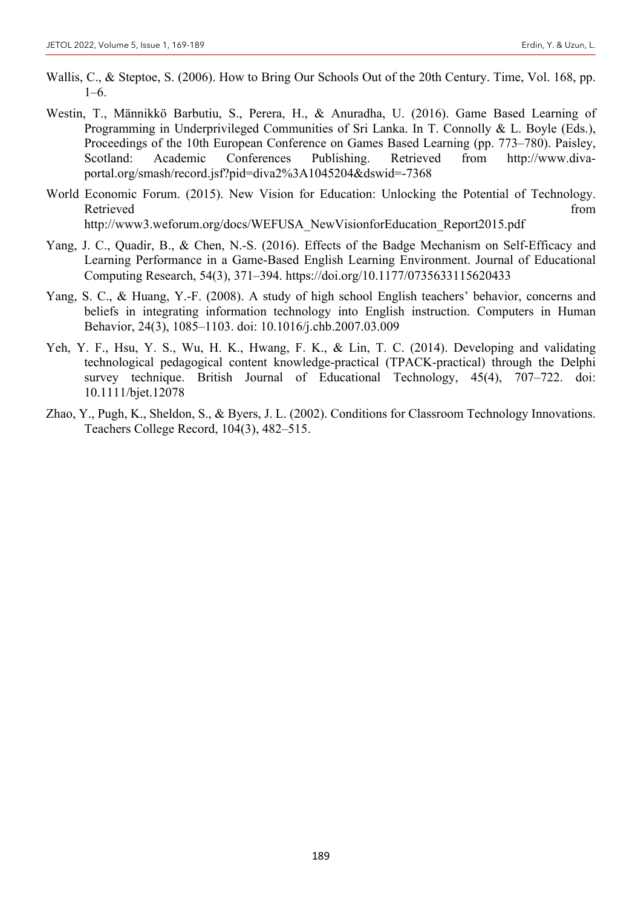Wallis, C., & Steptoe, S. (2006). How to Bring Our Schools Out of the 20th Century. Time, Vol. 168, pp. 1–6.

Westin, T., Männikkö Barbutiu, S., Perera, H., & Anuradha, U. (2016). Game Based Learning of Programming in Underprivileged Communities of Sri Lanka. In T. Connolly & L. Boyle (Eds.), Proceedings of the 10th European Conference on Games Based Learning (pp. 773–780). Paisley, Scotland: Academic Conferences Publishing. Retrieved from http://www.diva-portal.org/smash/record.jsf?pid=diva2%3A1045204&dswid=-7368

World Economic Forum. (2015). New Vision for Education: Unlocking the Potential of Technology. Retrieved from http://www3.weforum.org/docs/WEFUSA_NewVisionforEducation_Report2015.pdf

Yang, J. C., Quadir, B., & Chen, N.-S. (2016). Effects of the Badge Mechanism on Self-Efficacy and Learning Performance in a Game-Based English Learning Environment. Journal of Educational Computing Research, 54(3), 371–394. https://doi.org/10.1177/0735633115620433

Yang, S. C., & Huang, Y.-F. (2008). A study of high school English teachers' behavior, concerns and beliefs in integrating information technology into English instruction. Computers in Human Behavior, 24(3), 1085–1103. doi: 10.1016/j.chb.2007.03.009

Yeh, Y. F., Hsu, Y. S., Wu, H. K., Hwang, F. K., & Lin, T. C. (2014). Developing and validating technological pedagogical content knowledge-practical (TPACK-practical) through the Delphi survey technique. British Journal of Educational Technology, 45(4), 707–722. doi: 10.1111/bjet.12078

Zhao, Y., Pugh, K., Sheldon, S., & Byers, J. L. (2002). Conditions for Classroom Technology Innovations. Teachers College Record, 104(3), 482–515.